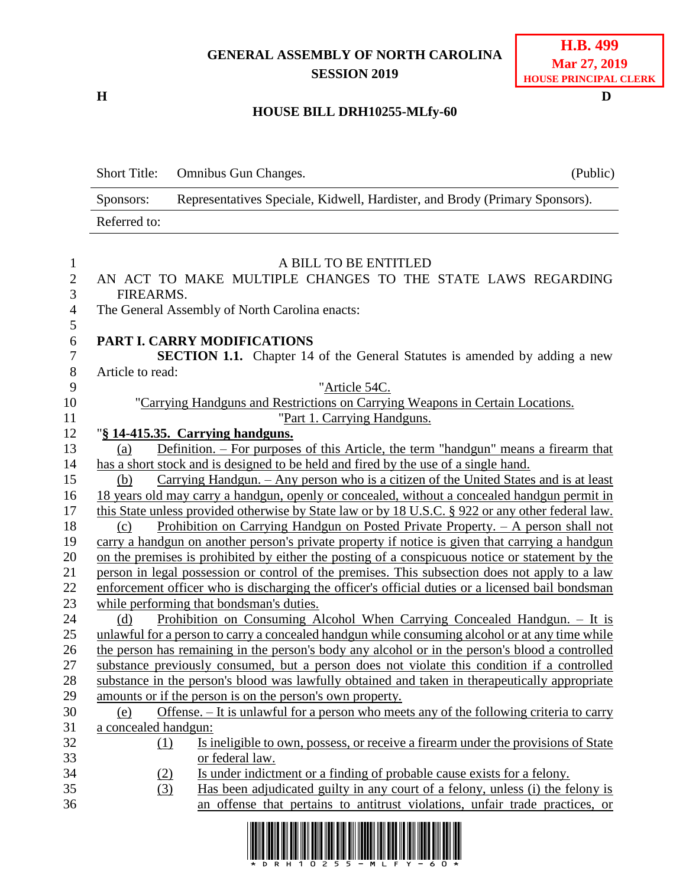GENERAL ASSEMBLY OF NORTH CAROLINA
SESSION 2019

**H.B. 499**
**Mar 27, 2019**
**HOUSE PRINCIPAL CLERK**

H D

**HOUSE BILL DRH10255-MLfy-60**

| | | |
|---|---|---|
| Short Title: | Omnibus Gun Changes. | (Public) |
| Sponsors: | Representatives Speciale, Kidwell, Hardister, and Brody (Primary Sponsors). | |
| Referred to: | | |

A BILL TO BE ENTITLED

AN ACT TO MAKE MULTIPLE CHANGES TO THE STATE LAWS REGARDING FIREARMS.

The General Assembly of North Carolina enacts:

**PART I. CARRY MODIFICATIONS**

**SECTION 1.1.** Chapter 14 of the General Statutes is amended by adding a new Article to read:

"Article 54C.

"Carrying Handguns and Restrictions on Carrying Weapons in Certain Locations.

"Part 1. Carrying Handguns.

"**§ 14-415.35. Carrying handguns.**

(a) Definition. – For purposes of this Article, the term "handgun" means a firearm that has a short stock and is designed to be held and fired by the use of a single hand.

(b) Carrying Handgun. – Any person who is a citizen of the United States and is at least 18 years old may carry a handgun, openly or concealed, without a concealed handgun permit in this State unless provided otherwise by State law or by 18 U.S.C. § 922 or any other federal law.

(c) Prohibition on Carrying Handgun on Posted Private Property. – A person shall not carry a handgun on another person's private property if notice is given that carrying a handgun on the premises is prohibited by either the posting of a conspicuous notice or statement by the person in legal possession or control of the premises. This subsection does not apply to a law enforcement officer who is discharging the officer's official duties or a licensed bail bondsman while performing that bondsman's duties.

(d) Prohibition on Consuming Alcohol When Carrying Concealed Handgun. – It is unlawful for a person to carry a concealed handgun while consuming alcohol or at any time while the person has remaining in the person's body any alcohol or in the person's blood a controlled substance previously consumed, but a person does not violate this condition if a controlled substance in the person's blood was lawfully obtained and taken in therapeutically appropriate amounts or if the person is on the person's own property.

(e) Offense. – It is unlawful for a person who meets any of the following criteria to carry a concealed handgun:

(1) Is ineligible to own, possess, or receive a firearm under the provisions of State or federal law.

(2) Is under indictment or a finding of probable cause exists for a felony.

(3) Has been adjudicated guilty in any court of a felony, unless (i) the felony is an offense that pertains to antitrust violations, unfair trade practices, or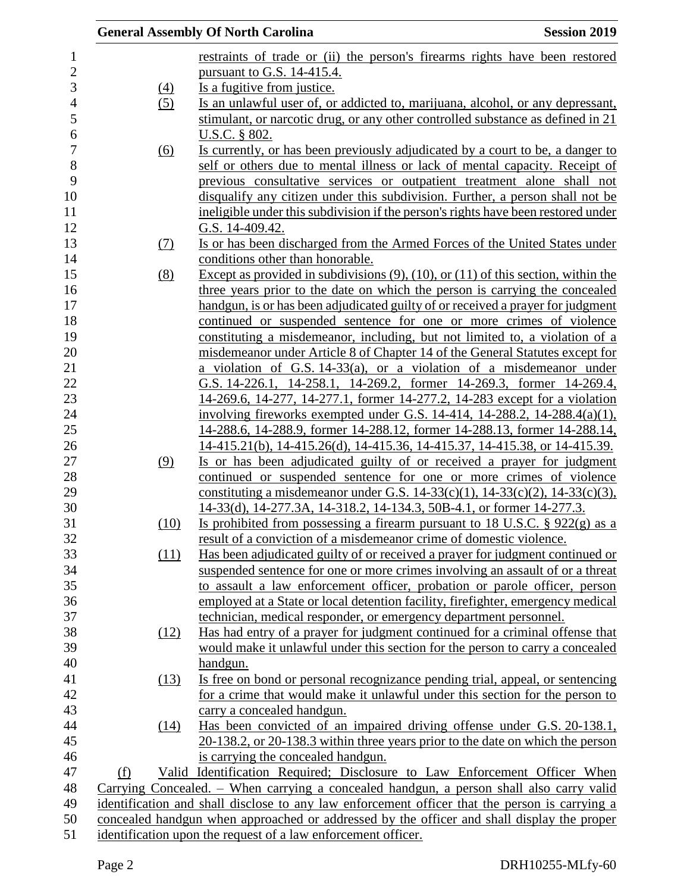restraints of trade or (ii) the person's firearms rights have been restored pursuant to G.S. 14-415.4.

(4) Is a fugitive from justice.

(5) Is an unlawful user of, or addicted to, marijuana, alcohol, or any depressant, stimulant, or narcotic drug, or any other controlled substance as defined in 21 U.S.C. § 802.

(6) Is currently, or has been previously adjudicated by a court to be, a danger to self or others due to mental illness or lack of mental capacity. Receipt of previous consultative services or outpatient treatment alone shall not disqualify any citizen under this subdivision. Further, a person shall not be ineligible under this subdivision if the person's rights have been restored under G.S. 14-409.42.

(7) Is or has been discharged from the Armed Forces of the United States under conditions other than honorable.

(8) Except as provided in subdivisions (9), (10), or (11) of this section, within the three years prior to the date on which the person is carrying the concealed handgun, is or has been adjudicated guilty of or received a prayer for judgment continued or suspended sentence for one or more crimes of violence constituting a misdemeanor, including, but not limited to, a violation of a misdemeanor under Article 8 of Chapter 14 of the General Statutes except for a violation of G.S. 14-33(a), or a violation of a misdemeanor under G.S. 14-226.1, 14-258.1, 14-269.2, former 14-269.3, former 14-269.4, 14-269.6, 14-277, 14-277.1, former 14-277.2, 14-283 except for a violation involving fireworks exempted under G.S. 14-414, 14-288.2, 14-288.4(a)(1), 14-288.6, 14-288.9, former 14-288.12, former 14-288.13, former 14-288.14, 14-415.21(b), 14-415.26(d), 14-415.36, 14-415.37, 14-415.38, or 14-415.39.

(9) Is or has been adjudicated guilty of or received a prayer for judgment continued or suspended sentence for one or more crimes of violence constituting a misdemeanor under G.S. 14-33(c)(1), 14-33(c)(2), 14-33(c)(3), 14-33(d), 14-277.3A, 14-318.2, 14-134.3, 50B-4.1, or former 14-277.3.

(10) Is prohibited from possessing a firearm pursuant to 18 U.S.C. § 922(g) as a result of a conviction of a misdemeanor crime of domestic violence.

(11) Has been adjudicated guilty of or received a prayer for judgment continued or suspended sentence for one or more crimes involving an assault of or a threat to assault a law enforcement officer, probation or parole officer, person employed at a State or local detention facility, firefighter, emergency medical technician, medical responder, or emergency department personnel.

(12) Has had entry of a prayer for judgment continued for a criminal offense that would make it unlawful under this section for the person to carry a concealed handgun.

(13) Is free on bond or personal recognizance pending trial, appeal, or sentencing for a crime that would make it unlawful under this section for the person to carry a concealed handgun.

(14) Has been convicted of an impaired driving offense under G.S. 20-138.1, 20-138.2, or 20-138.3 within three years prior to the date on which the person is carrying the concealed handgun.

(f) Valid Identification Required; Disclosure to Law Enforcement Officer When Carrying Concealed. – When carrying a concealed handgun, a person shall also carry valid identification and shall disclose to any law enforcement officer that the person is carrying a concealed handgun when approached or addressed by the officer and shall display the proper identification upon the request of a law enforcement officer.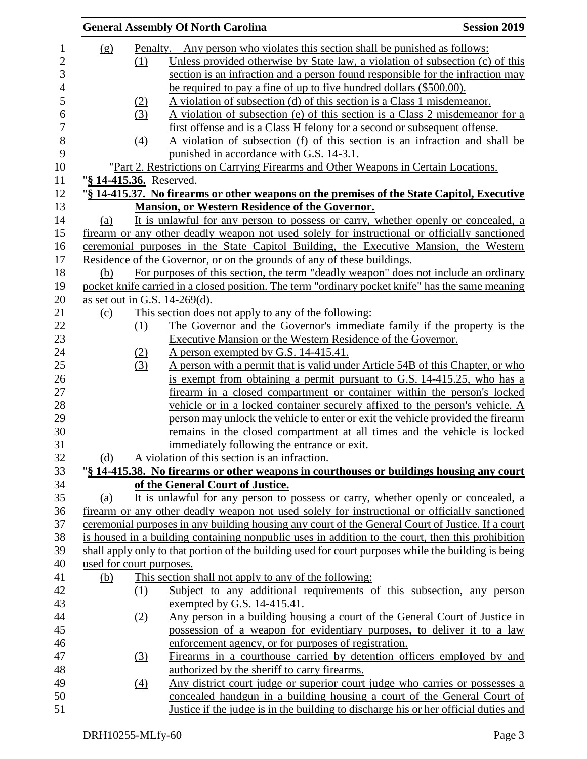(g) Penalty. – Any person who violates this section shall be punished as follows:

(1) Unless provided otherwise by State law, a violation of subsection (c) of this section is an infraction and a person found responsible for the infraction may be required to pay a fine of up to five hundred dollars ($500.00).

(2) A violation of subsection (d) of this section is a Class 1 misdemeanor.

(3) A violation of subsection (e) of this section is a Class 2 misdemeanor for a first offense and is a Class H felony for a second or subsequent offense.

(4) A violation of subsection (f) of this section is an infraction and shall be punished in accordance with G.S. 14-3.1.

"Part 2. Restrictions on Carrying Firearms and Other Weapons in Certain Locations.

"**§ 14-415.36.** Reserved.

"**§ 14-415.37. No firearms or other weapons on the premises of the State Capitol, Executive Mansion, or Western Residence of the Governor.**

(a) It is unlawful for any person to possess or carry, whether openly or concealed, a firearm or any other deadly weapon not used solely for instructional or officially sanctioned ceremonial purposes in the State Capitol Building, the Executive Mansion, the Western Residence of the Governor, or on the grounds of any of these buildings.

(b) For purposes of this section, the term "deadly weapon" does not include an ordinary pocket knife carried in a closed position. The term "ordinary pocket knife" has the same meaning as set out in G.S. 14-269(d).

(c) This section does not apply to any of the following:

(1) The Governor and the Governor's immediate family if the property is the Executive Mansion or the Western Residence of the Governor.

(2) A person exempted by G.S. 14-415.41.

(3) A person with a permit that is valid under Article 54B of this Chapter, or who is exempt from obtaining a permit pursuant to G.S. 14-415.25, who has a firearm in a closed compartment or container within the person's locked vehicle or in a locked container securely affixed to the person's vehicle. A person may unlock the vehicle to enter or exit the vehicle provided the firearm remains in the closed compartment at all times and the vehicle is locked immediately following the entrance or exit.

(d) A violation of this section is an infraction.

"**§ 14-415.38. No firearms or other weapons in courthouses or buildings housing any court of the General Court of Justice.**

(a) It is unlawful for any person to possess or carry, whether openly or concealed, a firearm or any other deadly weapon not used solely for instructional or officially sanctioned ceremonial purposes in any building housing any court of the General Court of Justice. If a court is housed in a building containing nonpublic uses in addition to the court, then this prohibition shall apply only to that portion of the building used for court purposes while the building is being used for court purposes.

(b) This section shall not apply to any of the following:

(1) Subject to any additional requirements of this subsection, any person exempted by G.S. 14-415.41.

(2) Any person in a building housing a court of the General Court of Justice in possession of a weapon for evidentiary purposes, to deliver it to a law enforcement agency, or for purposes of registration.

(3) Firearms in a courthouse carried by detention officers employed by and authorized by the sheriff to carry firearms.

(4) Any district court judge or superior court judge who carries or possesses a concealed handgun in a building housing a court of the General Court of Justice if the judge is in the building to discharge his or her official duties and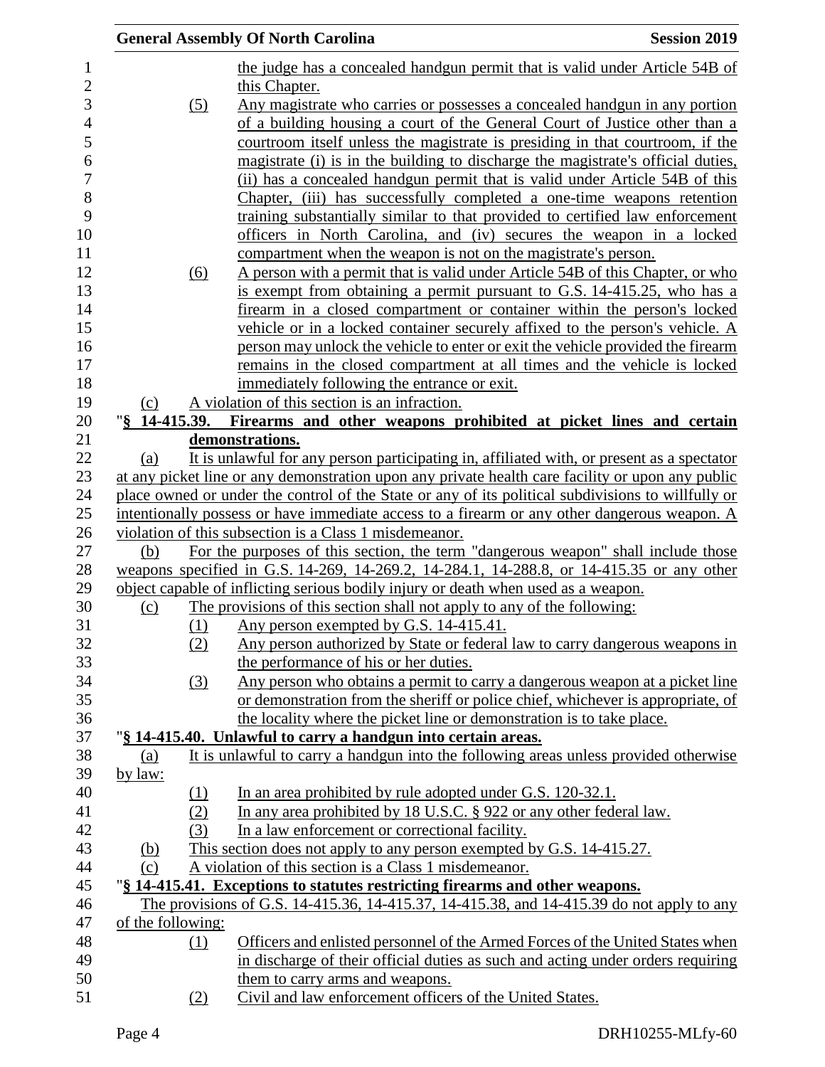the judge has a concealed handgun permit that is valid under Article 54B of this Chapter.

(5) Any magistrate who carries or possesses a concealed handgun in any portion of a building housing a court of the General Court of Justice other than a courtroom itself unless the magistrate is presiding in that courtroom, if the magistrate (i) is in the building to discharge the magistrate's official duties, (ii) has a concealed handgun permit that is valid under Article 54B of this Chapter, (iii) has successfully completed a one-time weapons retention training substantially similar to that provided to certified law enforcement officers in North Carolina, and (iv) secures the weapon in a locked compartment when the weapon is not on the magistrate's person.

(6) A person with a permit that is valid under Article 54B of this Chapter, or who is exempt from obtaining a permit pursuant to G.S. 14-415.25, who has a firearm in a closed compartment or container within the person's locked vehicle or in a locked container securely affixed to the person's vehicle. A person may unlock the vehicle to enter or exit the vehicle provided the firearm remains in the closed compartment at all times and the vehicle is locked immediately following the entrance or exit.

(c) A violation of this section is an infraction.

"**§ 14-415.39. Firearms and other weapons prohibited at picket lines and certain demonstrations.**

(a) It is unlawful for any person participating in, affiliated with, or present as a spectator at any picket line or any demonstration upon any private health care facility or upon any public place owned or under the control of the State or any of its political subdivisions to willfully or intentionally possess or have immediate access to a firearm or any other dangerous weapon. A violation of this subsection is a Class 1 misdemeanor.

(b) For the purposes of this section, the term "dangerous weapon" shall include those weapons specified in G.S. 14-269, 14-269.2, 14-284.1, 14-288.8, or 14-415.35 or any other object capable of inflicting serious bodily injury or death when used as a weapon.

(c) The provisions of this section shall not apply to any of the following:

(1) Any person exempted by G.S. 14-415.41.

(2) Any person authorized by State or federal law to carry dangerous weapons in the performance of his or her duties.

(3) Any person who obtains a permit to carry a dangerous weapon at a picket line or demonstration from the sheriff or police chief, whichever is appropriate, of the locality where the picket line or demonstration is to take place.

"**§ 14-415.40. Unlawful to carry a handgun into certain areas.**

(a) It is unlawful to carry a handgun into the following areas unless provided otherwise by law:

(1) In an area prohibited by rule adopted under G.S. 120-32.1.

(2) In any area prohibited by 18 U.S.C. § 922 or any other federal law.

(3) In a law enforcement or correctional facility.

(b) This section does not apply to any person exempted by G.S. 14-415.27.

(c) A violation of this section is a Class 1 misdemeanor.

"**§ 14-415.41. Exceptions to statutes restricting firearms and other weapons.**

The provisions of G.S. 14-415.36, 14-415.37, 14-415.38, and 14-415.39 do not apply to any of the following:

(1) Officers and enlisted personnel of the Armed Forces of the United States when in discharge of their official duties as such and acting under orders requiring them to carry arms and weapons.

(2) Civil and law enforcement officers of the United States.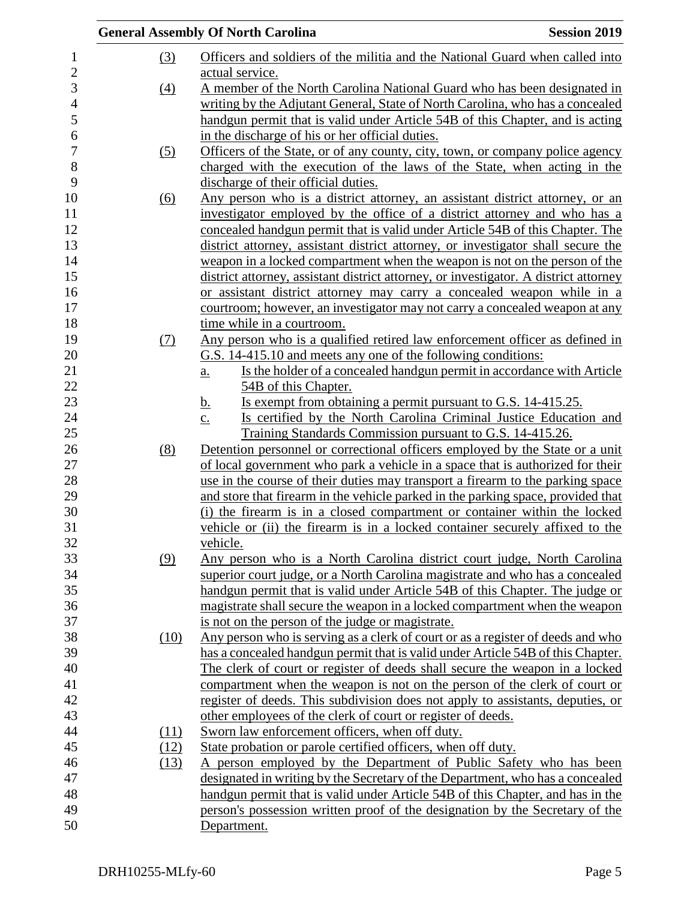(3) Officers and soldiers of the militia and the National Guard when called into actual service.

(4) A member of the North Carolina National Guard who has been designated in writing by the Adjutant General, State of North Carolina, who has a concealed handgun permit that is valid under Article 54B of this Chapter, and is acting in the discharge of his or her official duties.

(5) Officers of the State, or of any county, city, town, or company police agency charged with the execution of the laws of the State, when acting in the discharge of their official duties.

(6) Any person who is a district attorney, an assistant district attorney, or an investigator employed by the office of a district attorney and who has a concealed handgun permit that is valid under Article 54B of this Chapter. The district attorney, assistant district attorney, or investigator shall secure the weapon in a locked compartment when the weapon is not on the person of the district attorney, assistant district attorney, or investigator. A district attorney or assistant district attorney may carry a concealed weapon while in a courtroom; however, an investigator may not carry a concealed weapon at any time while in a courtroom.

(7) Any person who is a qualified retired law enforcement officer as defined in G.S. 14-415.10 and meets any one of the following conditions:

a. Is the holder of a concealed handgun permit in accordance with Article 54B of this Chapter.

b. Is exempt from obtaining a permit pursuant to G.S. 14-415.25.

c. Is certified by the North Carolina Criminal Justice Education and Training Standards Commission pursuant to G.S. 14-415.26.

(8) Detention personnel or correctional officers employed by the State or a unit of local government who park a vehicle in a space that is authorized for their use in the course of their duties may transport a firearm to the parking space and store that firearm in the vehicle parked in the parking space, provided that (i) the firearm is in a closed compartment or container within the locked vehicle or (ii) the firearm is in a locked container securely affixed to the vehicle.

(9) Any person who is a North Carolina district court judge, North Carolina superior court judge, or a North Carolina magistrate and who has a concealed handgun permit that is valid under Article 54B of this Chapter. The judge or magistrate shall secure the weapon in a locked compartment when the weapon is not on the person of the judge or magistrate.

(10) Any person who is serving as a clerk of court or as a register of deeds and who has a concealed handgun permit that is valid under Article 54B of this Chapter. The clerk of court or register of deeds shall secure the weapon in a locked compartment when the weapon is not on the person of the clerk of court or register of deeds. This subdivision does not apply to assistants, deputies, or other employees of the clerk of court or register of deeds.

(11) Sworn law enforcement officers, when off duty.

(12) State probation or parole certified officers, when off duty.

(13) A person employed by the Department of Public Safety who has been designated in writing by the Secretary of the Department, who has a concealed handgun permit that is valid under Article 54B of this Chapter, and has in the person's possession written proof of the designation by the Secretary of the Department.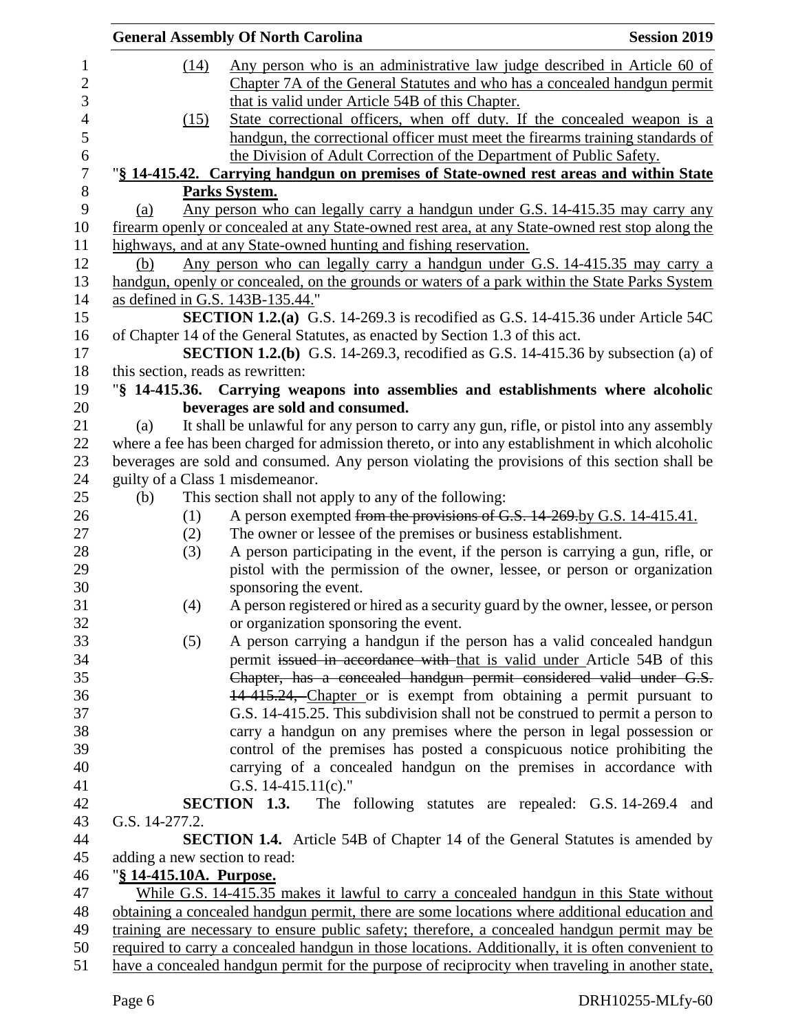(14) Any person who is an administrative law judge described in Article 60 of Chapter 7A of the General Statutes and who has a concealed handgun permit that is valid under Article 54B of this Chapter.

(15) State correctional officers, when off duty. If the concealed weapon is a handgun, the correctional officer must meet the firearms training standards of the Division of Adult Correction of the Department of Public Safety.

"**§ 14-415.42. Carrying handgun on premises of State-owned rest areas and within State Parks System.**

(a) Any person who can legally carry a handgun under G.S. 14-415.35 may carry any firearm openly or concealed at any State-owned rest area, at any State-owned rest stop along the highways, and at any State-owned hunting and fishing reservation.

(b) Any person who can legally carry a handgun under G.S. 14-415.35 may carry a handgun, openly or concealed, on the grounds or waters of a park within the State Parks System as defined in G.S. 143B-135.44."

**SECTION 1.2.(a)** G.S. 14-269.3 is recodified as G.S. 14-415.36 under Article 54C of Chapter 14 of the General Statutes, as enacted by Section 1.3 of this act.

**SECTION 1.2.(b)** G.S. 14-269.3, recodified as G.S. 14-415.36 by subsection (a) of this section, reads as rewritten:

"**§ 14-415.36. Carrying weapons into assemblies and establishments where alcoholic beverages are sold and consumed.**

(a) It shall be unlawful for any person to carry any gun, rifle, or pistol into any assembly where a fee has been charged for admission thereto, or into any establishment in which alcoholic beverages are sold and consumed. Any person violating the provisions of this section shall be guilty of a Class 1 misdemeanor.

(b) This section shall not apply to any of the following:

(1) A person exempted ~~from the provisions of G.S. 14-269.~~by G.S. 14-415.41.

(2) The owner or lessee of the premises or business establishment.

(3) A person participating in the event, if the person is carrying a gun, rifle, or pistol with the permission of the owner, lessee, or person or organization sponsoring the event.

(4) A person registered or hired as a security guard by the owner, lessee, or person or organization sponsoring the event.

(5) A person carrying a handgun if the person has a valid concealed handgun permit ~~issued in accordance with~~ that is valid under Article 54B of this ~~Chapter, has a concealed handgun permit considered valid under G.S. 14-415.24,~~ Chapter or is exempt from obtaining a permit pursuant to G.S. 14-415.25. This subdivision shall not be construed to permit a person to carry a handgun on any premises where the person in legal possession or control of the premises has posted a conspicuous notice prohibiting the carrying of a concealed handgun on the premises in accordance with G.S. 14-415.11(c)."

**SECTION 1.3.** The following statutes are repealed: G.S. 14-269.4 and G.S. 14-277.2.

**SECTION 1.4.** Article 54B of Chapter 14 of the General Statutes is amended by adding a new section to read:

"**§ 14-415.10A. Purpose.**

While G.S. 14-415.35 makes it lawful to carry a concealed handgun in this State without obtaining a concealed handgun permit, there are some locations where additional education and training are necessary to ensure public safety; therefore, a concealed handgun permit may be required to carry a concealed handgun in those locations. Additionally, it is often convenient to have a concealed handgun permit for the purpose of reciprocity when traveling in another state,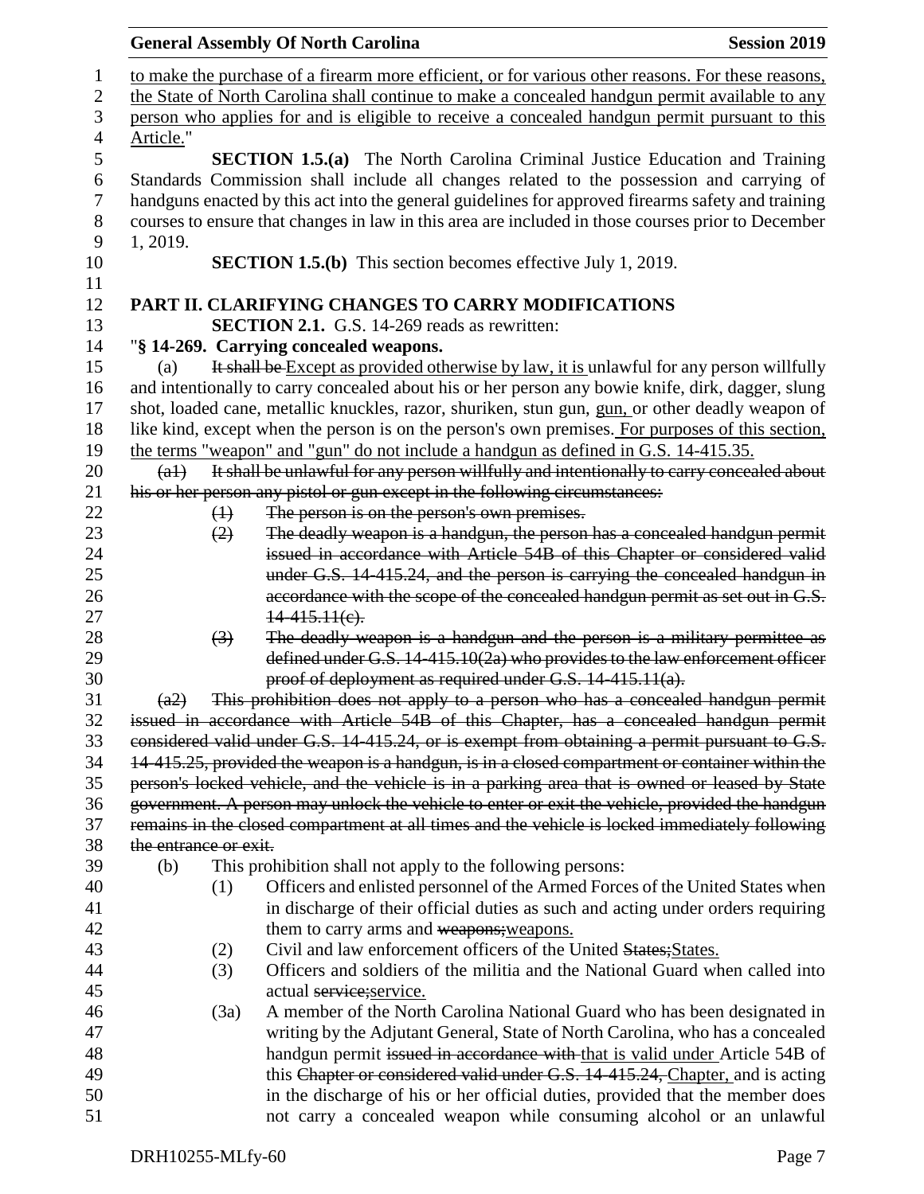to make the purchase of a firearm more efficient, or for various other reasons. For these reasons, the State of North Carolina shall continue to make a concealed handgun permit available to any person who applies for and is eligible to receive a concealed handgun permit pursuant to this Article."

**SECTION 1.5.(a)** The North Carolina Criminal Justice Education and Training Standards Commission shall include all changes related to the possession and carrying of handguns enacted by this act into the general guidelines for approved firearms safety and training courses to ensure that changes in law in this area are included in those courses prior to December 1, 2019.

**SECTION 1.5.(b)** This section becomes effective July 1, 2019.

## PART II. CLARIFYING CHANGES TO CARRY MODIFICATIONS

**SECTION 2.1.** G.S. 14-269 reads as rewritten:

"**§ 14-269. Carrying concealed weapons.**

(a) ~~It shall be~~ Except as provided otherwise by law, it is unlawful for any person willfully and intentionally to carry concealed about his or her person any bowie knife, dirk, dagger, slung shot, loaded cane, metallic knuckles, razor, shuriken, stun gun, gun, or other deadly weapon of like kind, except when the person is on the person's own premises. For purposes of this section, the terms "weapon" and "gun" do not include a handgun as defined in G.S. 14-415.35.

~~(a1) It shall be unlawful for any person willfully and intentionally to carry concealed about his or her person any pistol or gun except in the following circumstances:~~

~~(1) The person is on the person's own premises.~~

~~(2) The deadly weapon is a handgun, the person has a concealed handgun permit issued in accordance with Article 54B of this Chapter or considered valid under G.S. 14-415.24, and the person is carrying the concealed handgun in accordance with the scope of the concealed handgun permit as set out in G.S. 14-415.11(c).~~

~~(3) The deadly weapon is a handgun and the person is a military permittee as defined under G.S. 14-415.10(2a) who provides to the law enforcement officer proof of deployment as required under G.S. 14-415.11(a).~~

~~(a2) This prohibition does not apply to a person who has a concealed handgun permit issued in accordance with Article 54B of this Chapter, has a concealed handgun permit considered valid under G.S. 14-415.24, or is exempt from obtaining a permit pursuant to G.S. 14-415.25, provided the weapon is a handgun, is in a closed compartment or container within the person's locked vehicle, and the vehicle is in a parking area that is owned or leased by State government. A person may unlock the vehicle to enter or exit the vehicle, provided the handgun remains in the closed compartment at all times and the vehicle is locked immediately following the entrance or exit.~~

(b) This prohibition shall not apply to the following persons:

(1) Officers and enlisted personnel of the Armed Forces of the United States when in discharge of their official duties as such and acting under orders requiring them to carry arms and ~~weapons;~~weapons.

(2) Civil and law enforcement officers of the United ~~States;~~States.

(3) Officers and soldiers of the militia and the National Guard when called into actual ~~service;~~service.

(3a) A member of the North Carolina National Guard who has been designated in writing by the Adjutant General, State of North Carolina, who has a concealed handgun permit ~~issued in accordance with~~ that is valid under Article 54B of this ~~Chapter or considered valid under G.S. 14-415.24,~~ Chapter, and is acting in the discharge of his or her official duties, provided that the member does not carry a concealed weapon while consuming alcohol or an unlawful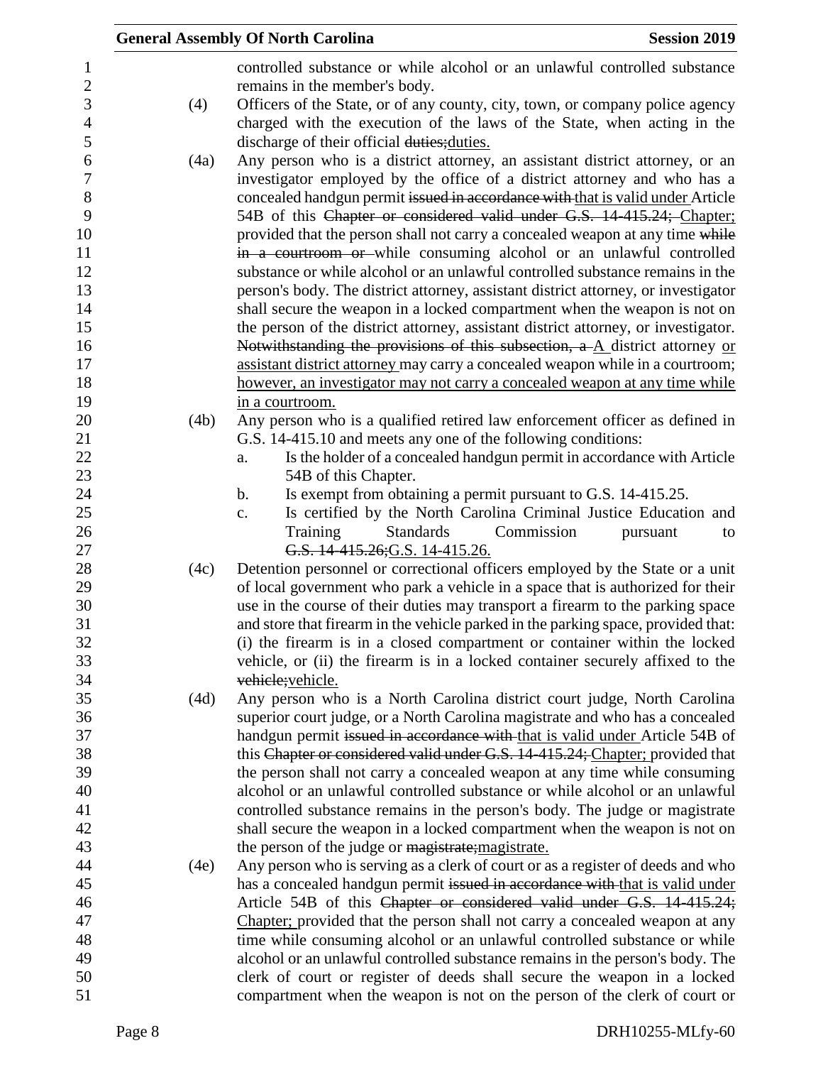controlled substance or while alcohol or an unlawful controlled substance remains in the member's body.

(4) Officers of the State, or of any county, city, town, or company police agency charged with the execution of the laws of the State, when acting in the discharge of their official ~~duties;~~duties.

(4a) Any person who is a district attorney, an assistant district attorney, or an investigator employed by the office of a district attorney and who has a concealed handgun permit ~~issued in accordance with~~ that is valid under Article 54B of this ~~Chapter or considered valid under G.S. 14-415.24;~~ Chapter; provided that the person shall not carry a concealed weapon at any time ~~while in a courtroom or~~ while consuming alcohol or an unlawful controlled substance or while alcohol or an unlawful controlled substance remains in the person's body. The district attorney, assistant district attorney, or investigator shall secure the weapon in a locked compartment when the weapon is not on the person of the district attorney, assistant district attorney, or investigator. ~~Notwithstanding the provisions of this subsection, a~~ A district attorney or assistant district attorney may carry a concealed weapon while in a courtroom; however, an investigator may not carry a concealed weapon at any time while in a courtroom.

(4b) Any person who is a qualified retired law enforcement officer as defined in G.S. 14-415.10 and meets any one of the following conditions:

a. Is the holder of a concealed handgun permit in accordance with Article 54B of this Chapter.

b. Is exempt from obtaining a permit pursuant to G.S. 14-415.25.

c. Is certified by the North Carolina Criminal Justice Education and Training Standards Commission pursuant to ~~G.S. 14-415.26;~~G.S. 14-415.26.

(4c) Detention personnel or correctional officers employed by the State or a unit of local government who park a vehicle in a space that is authorized for their use in the course of their duties may transport a firearm to the parking space and store that firearm in the vehicle parked in the parking space, provided that: (i) the firearm is in a closed compartment or container within the locked vehicle, or (ii) the firearm is in a locked container securely affixed to the ~~vehicle;~~vehicle.

(4d) Any person who is a North Carolina district court judge, North Carolina superior court judge, or a North Carolina magistrate and who has a concealed handgun permit ~~issued in accordance with~~ that is valid under Article 54B of this ~~Chapter or considered valid under G.S. 14-415.24;~~ Chapter; provided that the person shall not carry a concealed weapon at any time while consuming alcohol or an unlawful controlled substance or while alcohol or an unlawful controlled substance remains in the person's body. The judge or magistrate shall secure the weapon in a locked compartment when the weapon is not on the person of the judge or ~~magistrate;~~magistrate.

(4e) Any person who is serving as a clerk of court or as a register of deeds and who has a concealed handgun permit ~~issued in accordance with~~ that is valid under Article 54B of this ~~Chapter or considered valid under G.S. 14-415.24;~~ Chapter; provided that the person shall not carry a concealed weapon at any time while consuming alcohol or an unlawful controlled substance or while alcohol or an unlawful controlled substance remains in the person's body. The clerk of court or register of deeds shall secure the weapon in a locked compartment when the weapon is not on the person of the clerk of court or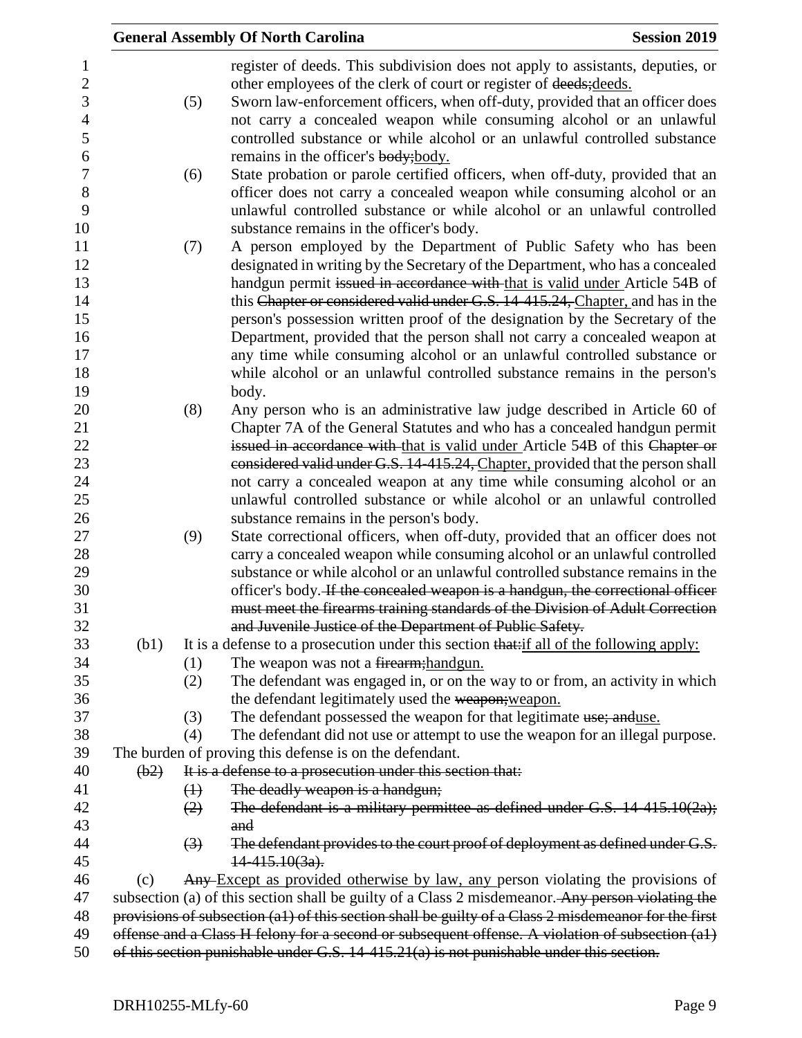register of deeds. This subdivision does not apply to assistants, deputies, or other employees of the clerk of court or register of ~~deeds;~~<u>deeds.</u>

(5) Sworn law-enforcement officers, when off-duty, provided that an officer does not carry a concealed weapon while consuming alcohol or an unlawful controlled substance or while alcohol or an unlawful controlled substance remains in the officer's ~~body;~~<u>body.</u>

(6) State probation or parole certified officers, when off-duty, provided that an officer does not carry a concealed weapon while consuming alcohol or an unlawful controlled substance or while alcohol or an unlawful controlled substance remains in the officer's body.

(7) A person employed by the Department of Public Safety who has been designated in writing by the Secretary of the Department, who has a concealed handgun permit ~~issued in accordance with~~ <u>that is valid under</u> Article 54B of this ~~Chapter or considered valid under G.S. 14-415.24,~~ <u>Chapter,</u> and has in the person's possession written proof of the designation by the Secretary of the Department, provided that the person shall not carry a concealed weapon at any time while consuming alcohol or an unlawful controlled substance or while alcohol or an unlawful controlled substance remains in the person's body.

(8) Any person who is an administrative law judge described in Article 60 of Chapter 7A of the General Statutes and who has a concealed handgun permit ~~issued in accordance with~~ <u>that is valid under</u> Article 54B of this ~~Chapter or considered valid under G.S. 14-415.24,~~ <u>Chapter,</u> provided that the person shall not carry a concealed weapon at any time while consuming alcohol or an unlawful controlled substance or while alcohol or an unlawful controlled substance remains in the person's body.

(9) State correctional officers, when off-duty, provided that an officer does not carry a concealed weapon while consuming alcohol or an unlawful controlled substance or while alcohol or an unlawful controlled substance remains in the officer's body. ~~If the concealed weapon is a handgun, the correctional officer must meet the firearms training standards of the Division of Adult Correction and Juvenile Justice of the Department of Public Safety.~~

(b1) It is a defense to a prosecution under this section ~~that:~~<u>if all of the following apply:</u>

(1) The weapon was not a ~~firearm;~~<u>handgun.</u>

(2) The defendant was engaged in, or on the way to or from, an activity in which the defendant legitimately used the ~~weapon;~~<u>weapon.</u>

(3) The defendant possessed the weapon for that legitimate ~~use; and~~<u>use.</u>

(4) The defendant did not use or attempt to use the weapon for an illegal purpose.

The burden of proving this defense is on the defendant.

~~(b2) It is a defense to a prosecution under this section that:~~

~~(1) The deadly weapon is a handgun;~~

~~(2) The defendant is a military permittee as defined under G.S. 14-415.10(2a); and~~

~~(3) The defendant provides to the court proof of deployment as defined under G.S. 14-415.10(3a).~~

(c) ~~Any~~ <u>Except as provided otherwise by law, any</u> person violating the provisions of subsection (a) of this section shall be guilty of a Class 2 misdemeanor. ~~Any person violating the provisions of subsection (a1) of this section shall be guilty of a Class 2 misdemeanor for the first offense and a Class H felony for a second or subsequent offense. A violation of subsection (a1) of this section punishable under G.S. 14-415.21(a) is not punishable under this section.~~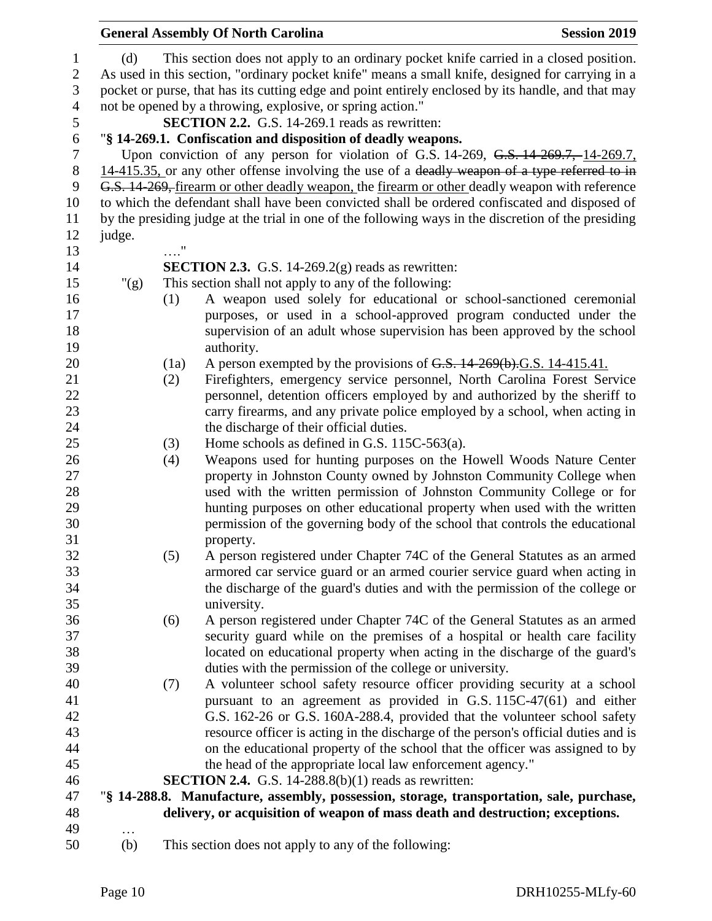(d) This section does not apply to an ordinary pocket knife carried in a closed position. As used in this section, "ordinary pocket knife" means a small knife, designed for carrying in a pocket or purse, that has its cutting edge and point entirely enclosed by its handle, and that may not be opened by a throwing, explosive, or spring action."

**SECTION 2.2.** G.S. 14-269.1 reads as rewritten:

"**§ 14-269.1. Confiscation and disposition of deadly weapons.**

Upon conviction of any person for violation of G.S. 14-269, ~~G.S. 14-269.7,~~ 14-269.7, 14-415.35, or any other offense involving the use of a ~~deadly weapon of a type referred to in G.S. 14-269,~~ firearm or other deadly weapon, the firearm or other deadly weapon with reference to which the defendant shall have been convicted shall be ordered confiscated and disposed of by the presiding judge at the trial in one of the following ways in the discretion of the presiding judge.

…."

**SECTION 2.3.** G.S. 14-269.2(g) reads as rewritten:

"(g) This section shall not apply to any of the following:

(1) A weapon used solely for educational or school-sanctioned ceremonial purposes, or used in a school-approved program conducted under the supervision of an adult whose supervision has been approved by the school authority.

(1a) A person exempted by the provisions of ~~G.S. 14-269(b).~~G.S. 14-415.41.

(2) Firefighters, emergency service personnel, North Carolina Forest Service personnel, detention officers employed by and authorized by the sheriff to carry firearms, and any private police employed by a school, when acting in the discharge of their official duties.

(3) Home schools as defined in G.S. 115C-563(a).

(4) Weapons used for hunting purposes on the Howell Woods Nature Center property in Johnston County owned by Johnston Community College when used with the written permission of Johnston Community College or for hunting purposes on other educational property when used with the written permission of the governing body of the school that controls the educational property.

(5) A person registered under Chapter 74C of the General Statutes as an armed armored car service guard or an armed courier service guard when acting in the discharge of the guard's duties and with the permission of the college or university.

(6) A person registered under Chapter 74C of the General Statutes as an armed security guard while on the premises of a hospital or health care facility located on educational property when acting in the discharge of the guard's duties with the permission of the college or university.

(7) A volunteer school safety resource officer providing security at a school pursuant to an agreement as provided in G.S. 115C-47(61) and either G.S. 162-26 or G.S. 160A-288.4, provided that the volunteer school safety resource officer is acting in the discharge of the person's official duties and is on the educational property of the school that the officer was assigned to by the head of the appropriate local law enforcement agency."

**SECTION 2.4.** G.S. 14-288.8(b)(1) reads as rewritten:

"**§ 14-288.8. Manufacture, assembly, possession, storage, transportation, sale, purchase, delivery, or acquisition of weapon of mass death and destruction; exceptions.**

…

(b) This section does not apply to any of the following: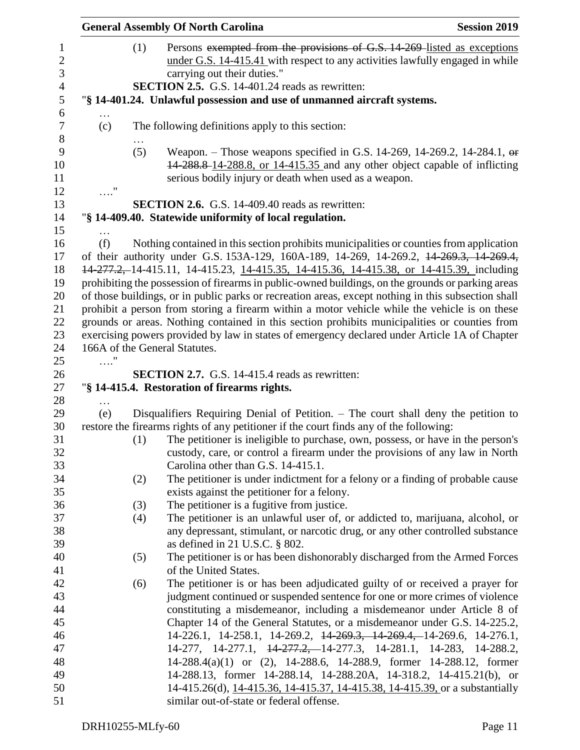(1) Persons ~~exempted from the provisions of G.S. 14-269~~ listed as exceptions under G.S. 14-415.41 with respect to any activities lawfully engaged in while carrying out their duties."

**SECTION 2.5.** G.S. 14-401.24 reads as rewritten:

"**§ 14-401.24. Unlawful possession and use of unmanned aircraft systems.**

…

(c) The following definitions apply to this section:

…

(5) Weapon. – Those weapons specified in G.S. 14-269, 14-269.2, 14-284.1, ~~or 14-288.8~~ 14-288.8, or 14-415.35 and any other object capable of inflicting serious bodily injury or death when used as a weapon.

…."

**SECTION 2.6.** G.S. 14-409.40 reads as rewritten:

"**§ 14-409.40. Statewide uniformity of local regulation.**

…

(f) Nothing contained in this section prohibits municipalities or counties from application of their authority under G.S. 153A-129, 160A-189, 14-269, 14-269.2, ~~14-269.3, 14-269.4, 14-277.2,~~ 14-415.11, 14-415.23, 14-415.35, 14-415.36, 14-415.38, or 14-415.39, including prohibiting the possession of firearms in public-owned buildings, on the grounds or parking areas of those buildings, or in public parks or recreation areas, except nothing in this subsection shall prohibit a person from storing a firearm within a motor vehicle while the vehicle is on these grounds or areas. Nothing contained in this section prohibits municipalities or counties from exercising powers provided by law in states of emergency declared under Article 1A of Chapter 166A of the General Statutes.

…."

**SECTION 2.7.** G.S. 14-415.4 reads as rewritten:

"**§ 14-415.4. Restoration of firearms rights.**

…

(e) Disqualifiers Requiring Denial of Petition. – The court shall deny the petition to restore the firearms rights of any petitioner if the court finds any of the following:

(1) The petitioner is ineligible to purchase, own, possess, or have in the person's custody, care, or control a firearm under the provisions of any law in North Carolina other than G.S. 14-415.1.

(2) The petitioner is under indictment for a felony or a finding of probable cause exists against the petitioner for a felony.

(3) The petitioner is a fugitive from justice.

(4) The petitioner is an unlawful user of, or addicted to, marijuana, alcohol, or any depressant, stimulant, or narcotic drug, or any other controlled substance as defined in 21 U.S.C. § 802.

(5) The petitioner is or has been dishonorably discharged from the Armed Forces of the United States.

(6) The petitioner is or has been adjudicated guilty of or received a prayer for judgment continued or suspended sentence for one or more crimes of violence constituting a misdemeanor, including a misdemeanor under Article 8 of Chapter 14 of the General Statutes, or a misdemeanor under G.S. 14-225.2, 14-226.1, 14-258.1, 14-269.2, ~~14-269.3, 14-269.4,~~ 14-269.6, 14-276.1, 14-277, 14-277.1, ~~14-277.2,~~ 14-277.3, 14-281.1, 14-283, 14-288.2, 14-288.4(a)(1) or (2), 14-288.6, 14-288.9, former 14-288.12, former 14-288.13, former 14-288.14, 14-288.20A, 14-318.2, 14-415.21(b), or 14-415.26(d), 14-415.36, 14-415.37, 14-415.38, 14-415.39, or a substantially similar out-of-state or federal offense.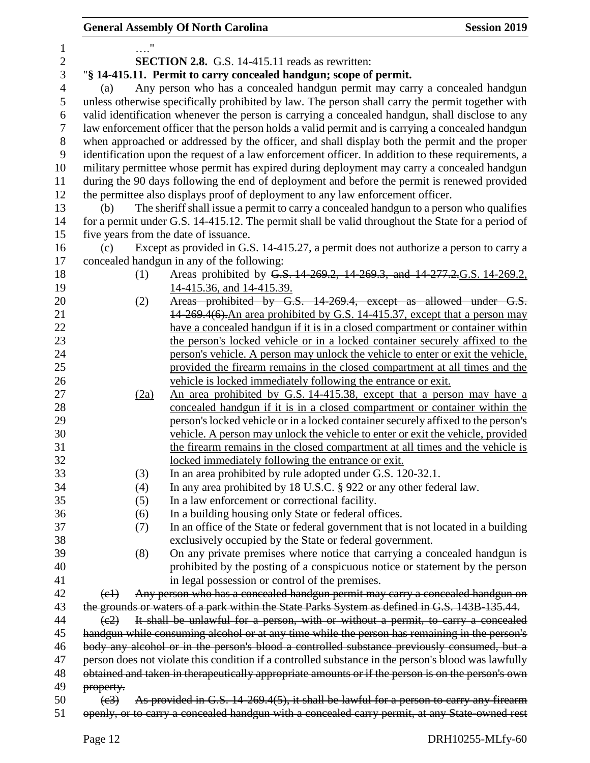…."

**SECTION 2.8.** G.S. 14-415.11 reads as rewritten:

"**§ 14-415.11. Permit to carry concealed handgun; scope of permit.**

(a) Any person who has a concealed handgun permit may carry a concealed handgun unless otherwise specifically prohibited by law. The person shall carry the permit together with valid identification whenever the person is carrying a concealed handgun, shall disclose to any law enforcement officer that the person holds a valid permit and is carrying a concealed handgun when approached or addressed by the officer, and shall display both the permit and the proper identification upon the request of a law enforcement officer. In addition to these requirements, a military permittee whose permit has expired during deployment may carry a concealed handgun during the 90 days following the end of deployment and before the permit is renewed provided the permittee also displays proof of deployment to any law enforcement officer.

(b) The sheriff shall issue a permit to carry a concealed handgun to a person who qualifies for a permit under G.S. 14-415.12. The permit shall be valid throughout the State for a period of five years from the date of issuance.

(c) Except as provided in G.S. 14-415.27, a permit does not authorize a person to carry a concealed handgun in any of the following:

(1) Areas prohibited by ~~G.S. 14-269.2, 14-269.3, and 14-277.2.~~G.S. 14-269.2, 14-415.36, and 14-415.39.

(2) ~~Areas prohibited by G.S. 14-269.4, except as allowed under G.S. 14-269.4(6).~~An area prohibited by G.S. 14-415.37, except that a person may have a concealed handgun if it is in a closed compartment or container within the person's locked vehicle or in a locked container securely affixed to the person's vehicle. A person may unlock the vehicle to enter or exit the vehicle, provided the firearm remains in the closed compartment at all times and the vehicle is locked immediately following the entrance or exit.

(2a) An area prohibited by G.S. 14-415.38, except that a person may have a concealed handgun if it is in a closed compartment or container within the person's locked vehicle or in a locked container securely affixed to the person's vehicle. A person may unlock the vehicle to enter or exit the vehicle, provided the firearm remains in the closed compartment at all times and the vehicle is locked immediately following the entrance or exit.

(3) In an area prohibited by rule adopted under G.S. 120-32.1.

(4) In any area prohibited by 18 U.S.C. § 922 or any other federal law.

(5) In a law enforcement or correctional facility.

(6) In a building housing only State or federal offices.

(7) In an office of the State or federal government that is not located in a building exclusively occupied by the State or federal government.

(8) On any private premises where notice that carrying a concealed handgun is prohibited by the posting of a conspicuous notice or statement by the person in legal possession or control of the premises.

~~(c1) Any person who has a concealed handgun permit may carry a concealed handgun on the grounds or waters of a park within the State Parks System as defined in G.S. 143B-135.44.~~

~~(c2) It shall be unlawful for a person, with or without a permit, to carry a concealed handgun while consuming alcohol or at any time while the person has remaining in the person's body any alcohol or in the person's blood a controlled substance previously consumed, but a person does not violate this condition if a controlled substance in the person's blood was lawfully obtained and taken in therapeutically appropriate amounts or if the person is on the person's own property.~~

~~(c3) As provided in G.S. 14-269.4(5), it shall be lawful for a person to carry any firearm openly, or to carry a concealed handgun with a concealed carry permit, at any State-owned rest~~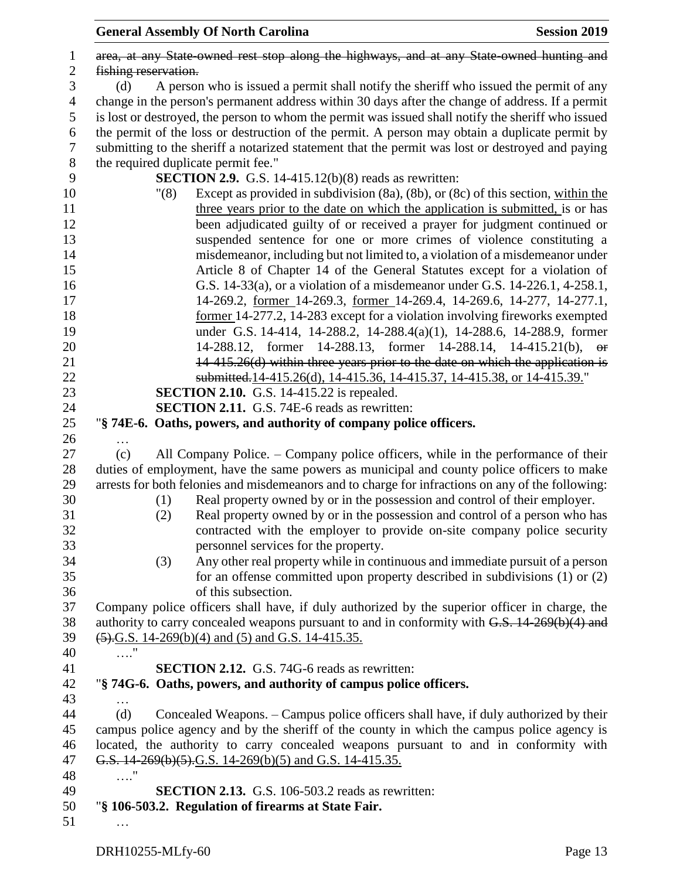~~area, at any State-owned rest stop along the highways, and at any State-owned hunting and fishing reservation.~~

(d) A person who is issued a permit shall notify the sheriff who issued the permit of any change in the person's permanent address within 30 days after the change of address. If a permit is lost or destroyed, the person to whom the permit was issued shall notify the sheriff who issued the permit of the loss or destruction of the permit. A person may obtain a duplicate permit by submitting to the sheriff a notarized statement that the permit was lost or destroyed and paying the required duplicate permit fee."

**SECTION 2.9.** G.S. 14-415.12(b)(8) reads as rewritten:

"(8) Except as provided in subdivision (8a), (8b), or (8c) of this section, <u>within the three years prior to the date on which the application is submitted,</u> is or has been adjudicated guilty of or received a prayer for judgment continued or suspended sentence for one or more crimes of violence constituting a misdemeanor, including but not limited to, a violation of a misdemeanor under Article 8 of Chapter 14 of the General Statutes except for a violation of G.S. 14-33(a), or a violation of a misdemeanor under G.S. 14-226.1, 4-258.1, 14-269.2, <u>former</u> 14-269.3, <u>former</u> 14-269.4, 14-269.6, 14-277, 14-277.1, <u>former</u> 14-277.2, 14-283 except for a violation involving fireworks exempted under G.S. 14-414, 14-288.2, 14-288.4(a)(1), 14-288.6, 14-288.9, former 14-288.12, former 14-288.13, former 14-288.14, 14-415.21(b), ~~or 14-415.26(d) within three years prior to the date on which the application is submitted.~~<u>14-415.26(d), 14-415.36, 14-415.37, 14-415.38, or 14-415.39.</u>"

**SECTION 2.10.** G.S. 14-415.22 is repealed.

**SECTION 2.11.** G.S. 74E-6 reads as rewritten:

"**§ 74E-6. Oaths, powers, and authority of company police officers.**

…

(c) All Company Police. – Company police officers, while in the performance of their duties of employment, have the same powers as municipal and county police officers to make arrests for both felonies and misdemeanors and to charge for infractions on any of the following:

(1) Real property owned by or in the possession and control of their employer.

(2) Real property owned by or in the possession and control of a person who has contracted with the employer to provide on-site company police security personnel services for the property.

(3) Any other real property while in continuous and immediate pursuit of a person for an offense committed upon property described in subdivisions (1) or (2) of this subsection.

Company police officers shall have, if duly authorized by the superior officer in charge, the authority to carry concealed weapons pursuant to and in conformity with ~~G.S. 14-269(b)(4) and (5).~~<u>G.S. 14-269(b)(4) and (5) and G.S. 14-415.35.</u>

…."

**SECTION 2.12.** G.S. 74G-6 reads as rewritten:

"**§ 74G-6. Oaths, powers, and authority of campus police officers.**

…

(d) Concealed Weapons. – Campus police officers shall have, if duly authorized by their campus police agency and by the sheriff of the county in which the campus police agency is located, the authority to carry concealed weapons pursuant to and in conformity with ~~G.S. 14-269(b)(5).~~<u>G.S. 14-269(b)(5) and G.S. 14-415.35.</u>

…."

**SECTION 2.13.** G.S. 106-503.2 reads as rewritten:

"**§ 106-503.2. Regulation of firearms at State Fair.**

…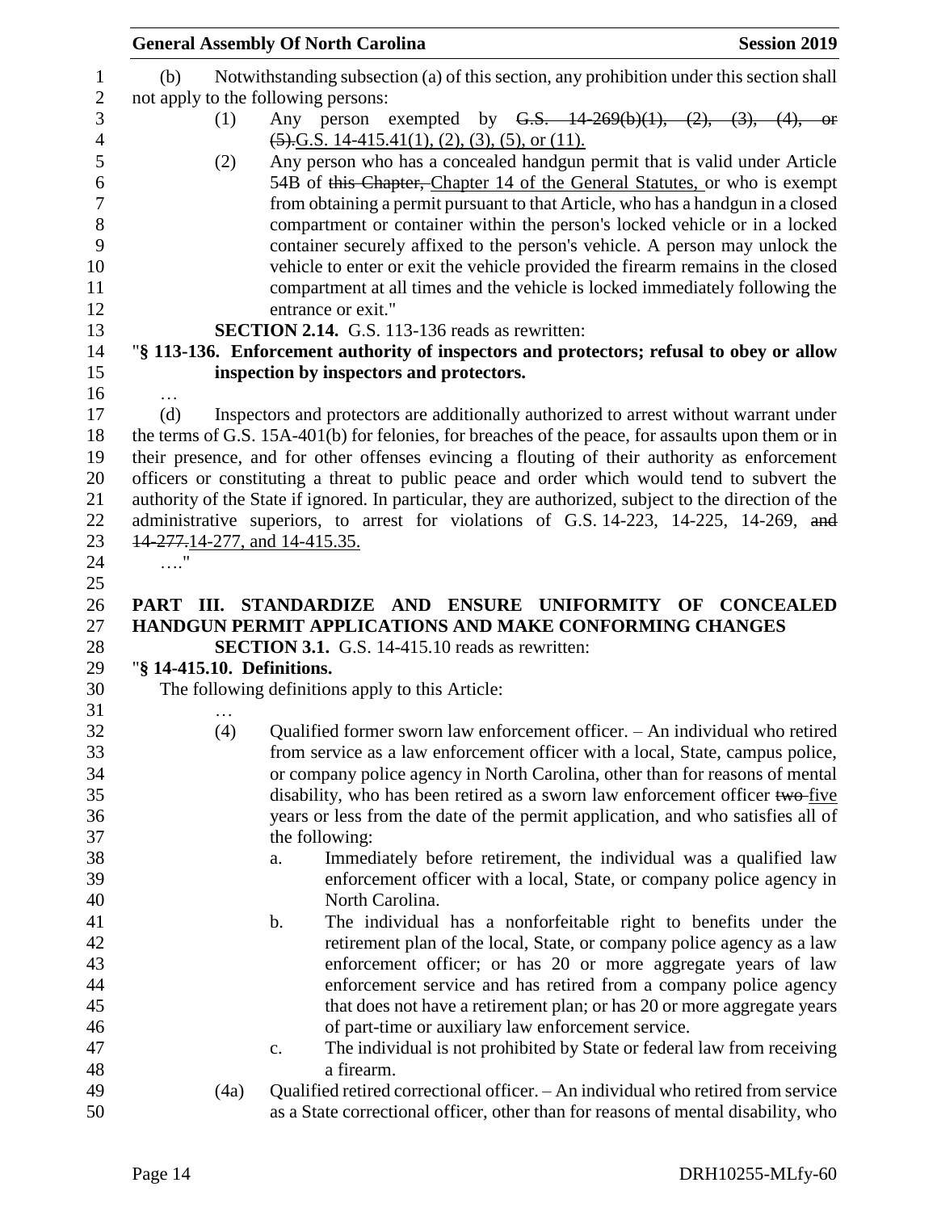(b) Notwithstanding subsection (a) of this section, any prohibition under this section shall not apply to the following persons:

(1) Any person exempted by ~~G.S. 14-269(b)(1), (2), (3), (4), or (5).~~G.S. 14-415.41(1), (2), (3), (5), or (11).

(2) Any person who has a concealed handgun permit that is valid under Article 54B of ~~this Chapter,~~ Chapter 14 of the General Statutes, or who is exempt from obtaining a permit pursuant to that Article, who has a handgun in a closed compartment or container within the person's locked vehicle or in a locked container securely affixed to the person's vehicle. A person may unlock the vehicle to enter or exit the vehicle provided the firearm remains in the closed compartment at all times and the vehicle is locked immediately following the entrance or exit."

**SECTION 2.14.** G.S. 113-136 reads as rewritten:

"**§ 113-136. Enforcement authority of inspectors and protectors; refusal to obey or allow inspection by inspectors and protectors.**

…

(d) Inspectors and protectors are additionally authorized to arrest without warrant under the terms of G.S. 15A-401(b) for felonies, for breaches of the peace, for assaults upon them or in their presence, and for other offenses evincing a flouting of their authority as enforcement officers or constituting a threat to public peace and order which would tend to subvert the authority of the State if ignored. In particular, they are authorized, subject to the direction of the administrative superiors, to arrest for violations of G.S. 14-223, 14-225, 14-269, ~~and 14-277.~~14-277, and 14-415.35.

…."

**PART III. STANDARDIZE AND ENSURE UNIFORMITY OF CONCEALED HANDGUN PERMIT APPLICATIONS AND MAKE CONFORMING CHANGES**

**SECTION 3.1.** G.S. 14-415.10 reads as rewritten:

"**§ 14-415.10. Definitions.**

The following definitions apply to this Article:

…

(4) Qualified former sworn law enforcement officer. – An individual who retired from service as a law enforcement officer with a local, State, campus police, or company police agency in North Carolina, other than for reasons of mental disability, who has been retired as a sworn law enforcement officer ~~two~~ five years or less from the date of the permit application, and who satisfies all of the following:

a. Immediately before retirement, the individual was a qualified law enforcement officer with a local, State, or company police agency in North Carolina.

b. The individual has a nonforfeitable right to benefits under the retirement plan of the local, State, or company police agency as a law enforcement officer; or has 20 or more aggregate years of law enforcement service and has retired from a company police agency that does not have a retirement plan; or has 20 or more aggregate years of part-time or auxiliary law enforcement service.

c. The individual is not prohibited by State or federal law from receiving a firearm.

(4a) Qualified retired correctional officer. – An individual who retired from service as a State correctional officer, other than for reasons of mental disability, who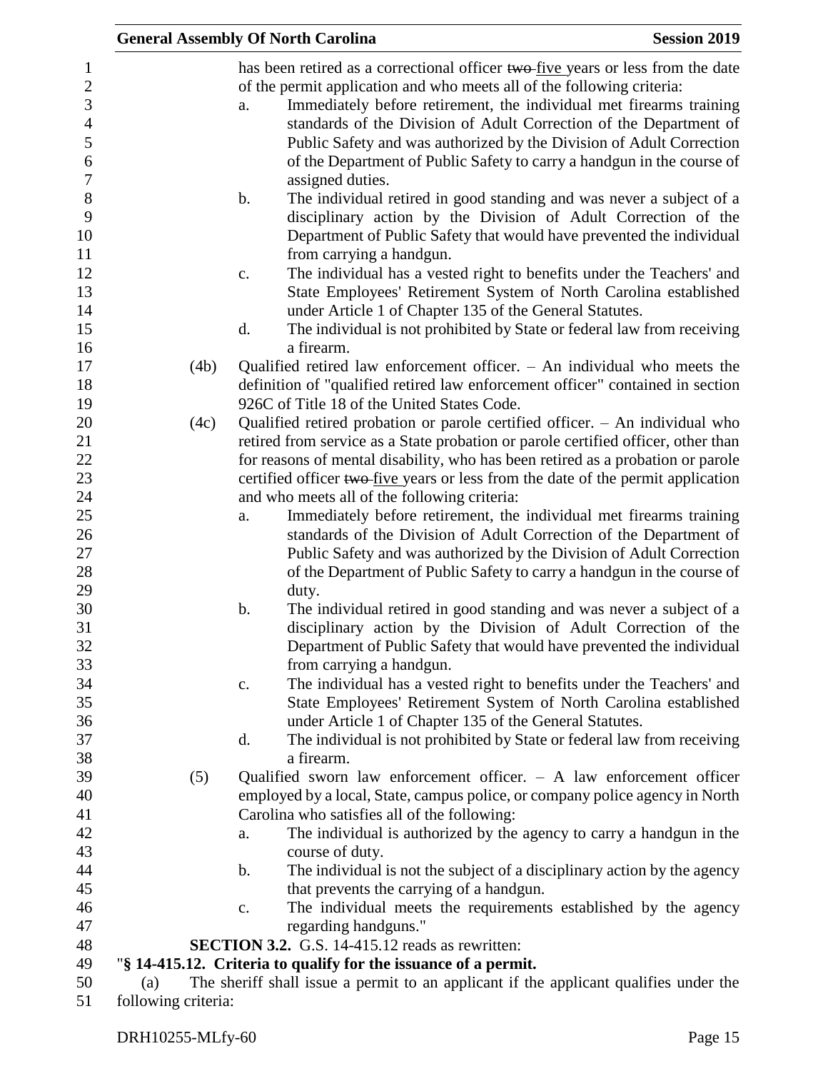has been retired as a correctional officer ~~two~~ five years or less from the date of the permit application and who meets all of the following criteria:

a. Immediately before retirement, the individual met firearms training standards of the Division of Adult Correction of the Department of Public Safety and was authorized by the Division of Adult Correction of the Department of Public Safety to carry a handgun in the course of assigned duties.

b. The individual retired in good standing and was never a subject of a disciplinary action by the Division of Adult Correction of the Department of Public Safety that would have prevented the individual from carrying a handgun.

c. The individual has a vested right to benefits under the Teachers' and State Employees' Retirement System of North Carolina established under Article 1 of Chapter 135 of the General Statutes.

d. The individual is not prohibited by State or federal law from receiving a firearm.

(4b) Qualified retired law enforcement officer. – An individual who meets the definition of "qualified retired law enforcement officer" contained in section 926C of Title 18 of the United States Code.

(4c) Qualified retired probation or parole certified officer. – An individual who retired from service as a State probation or parole certified officer, other than for reasons of mental disability, who has been retired as a probation or parole certified officer ~~two~~ five years or less from the date of the permit application and who meets all of the following criteria:

a. Immediately before retirement, the individual met firearms training standards of the Division of Adult Correction of the Department of Public Safety and was authorized by the Division of Adult Correction of the Department of Public Safety to carry a handgun in the course of duty.

b. The individual retired in good standing and was never a subject of a disciplinary action by the Division of Adult Correction of the Department of Public Safety that would have prevented the individual from carrying a handgun.

c. The individual has a vested right to benefits under the Teachers' and State Employees' Retirement System of North Carolina established under Article 1 of Chapter 135 of the General Statutes.

d. The individual is not prohibited by State or federal law from receiving a firearm.

(5) Qualified sworn law enforcement officer. – A law enforcement officer employed by a local, State, campus police, or company police agency in North Carolina who satisfies all of the following:

a. The individual is authorized by the agency to carry a handgun in the course of duty.

b. The individual is not the subject of a disciplinary action by the agency that prevents the carrying of a handgun.

c. The individual meets the requirements established by the agency regarding handguns."

**SECTION 3.2.** G.S. 14-415.12 reads as rewritten:

"**§ 14-415.12. Criteria to qualify for the issuance of a permit.**

(a) The sheriff shall issue a permit to an applicant if the applicant qualifies under the following criteria: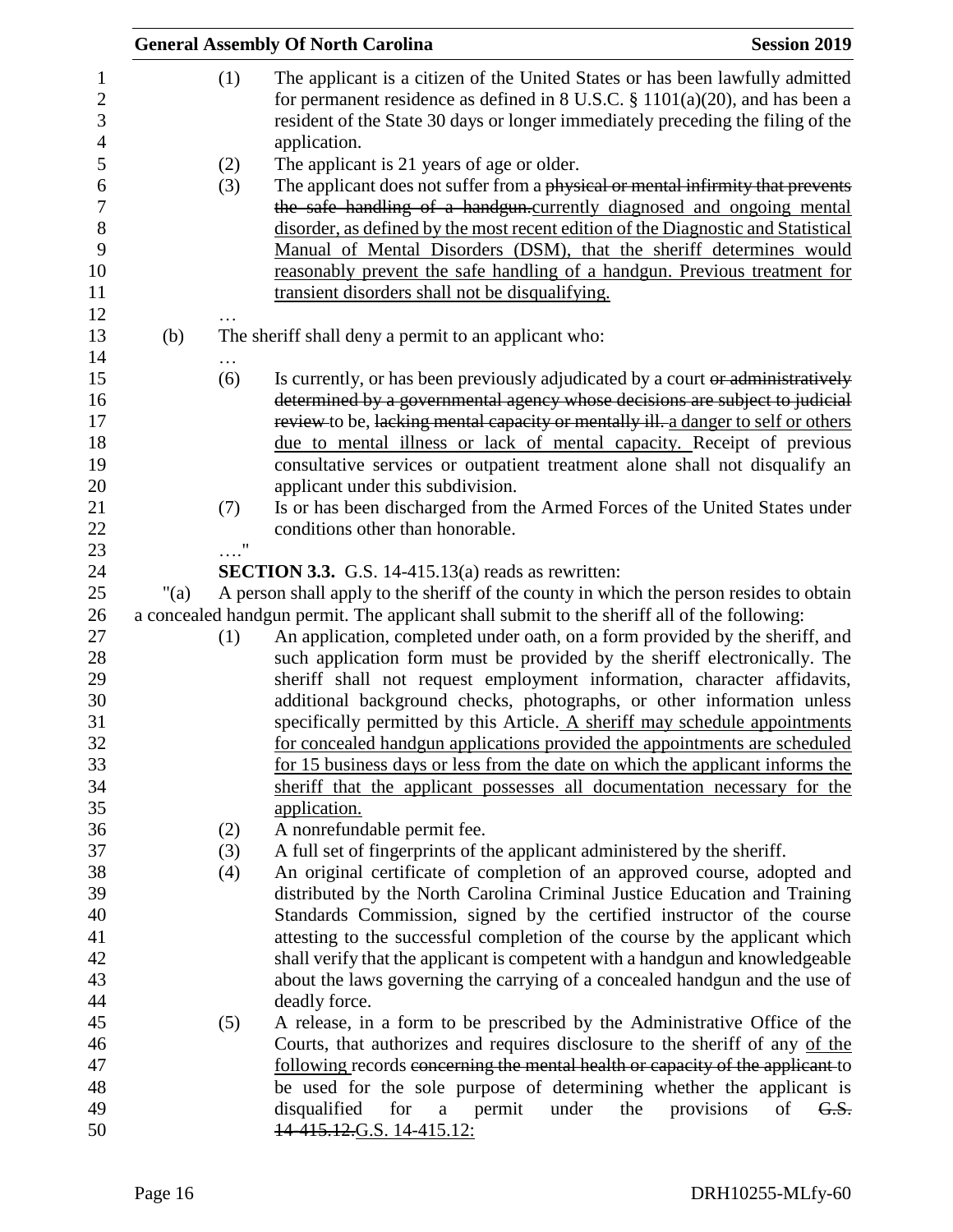(1) The applicant is a citizen of the United States or has been lawfully admitted for permanent residence as defined in 8 U.S.C. § 1101(a)(20), and has been a resident of the State 30 days or longer immediately preceding the filing of the application.

(2) The applicant is 21 years of age or older.

(3) The applicant does not suffer from a ~~physical or mental infirmity that prevents the safe handling of a handgun.~~<u>currently diagnosed and ongoing mental disorder, as defined by the most recent edition of the Diagnostic and Statistical Manual of Mental Disorders (DSM), that the sheriff determines would reasonably prevent the safe handling of a handgun. Previous treatment for transient disorders shall not be disqualifying.</u>

…

(b) The sheriff shall deny a permit to an applicant who:

…

(6) Is currently, or has been previously adjudicated by a court ~~or administratively determined by a governmental agency whose decisions are subject to judicial review~~ to be, ~~lacking mental capacity or mentally ill.~~ <u>a danger to self or others due to mental illness or lack of mental capacity.</u> Receipt of previous consultative services or outpatient treatment alone shall not disqualify an applicant under this subdivision.

(7) Is or has been discharged from the Armed Forces of the United States under conditions other than honorable.

…."

**SECTION 3.3.** G.S. 14-415.13(a) reads as rewritten:

"(a) A person shall apply to the sheriff of the county in which the person resides to obtain a concealed handgun permit. The applicant shall submit to the sheriff all of the following:

(1) An application, completed under oath, on a form provided by the sheriff, and such application form must be provided by the sheriff electronically. The sheriff shall not request employment information, character affidavits, additional background checks, photographs, or other information unless specifically permitted by this Article. <u>A sheriff may schedule appointments for concealed handgun applications provided the appointments are scheduled for 15 business days or less from the date on which the applicant informs the sheriff that the applicant possesses all documentation necessary for the application.</u>

(2) A nonrefundable permit fee.

(3) A full set of fingerprints of the applicant administered by the sheriff.

(4) An original certificate of completion of an approved course, adopted and distributed by the North Carolina Criminal Justice Education and Training Standards Commission, signed by the certified instructor of the course attesting to the successful completion of the course by the applicant which shall verify that the applicant is competent with a handgun and knowledgeable about the laws governing the carrying of a concealed handgun and the use of deadly force.

(5) A release, in a form to be prescribed by the Administrative Office of the Courts, that authorizes and requires disclosure to the sheriff of any <u>of the following</u> records ~~concerning the mental health or capacity of the applicant~~ to be used for the sole purpose of determining whether the applicant is disqualified for a permit under the provisions of ~~G.S. 14-415.12.~~<u>G.S. 14-415.12:</u>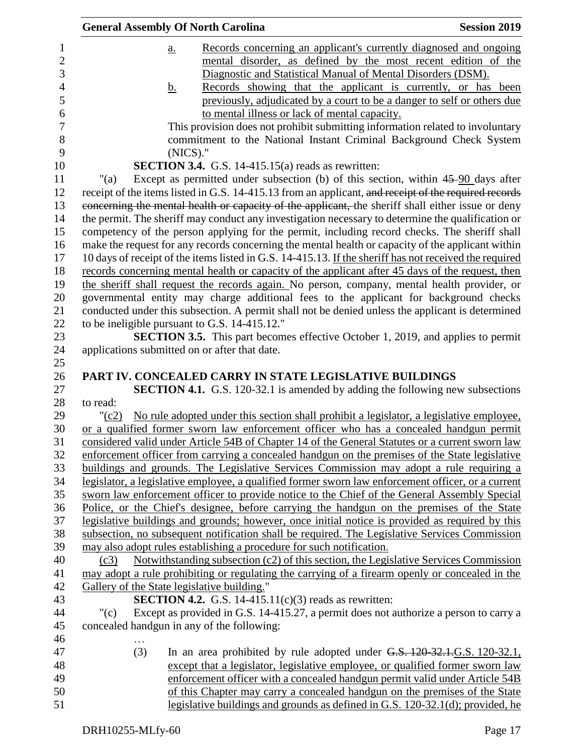a. Records concerning an applicant's currently diagnosed and ongoing mental disorder, as defined by the most recent edition of the Diagnostic and Statistical Manual of Mental Disorders (DSM).

b. Records showing that the applicant is currently, or has been previously, adjudicated by a court to be a danger to self or others due to mental illness or lack of mental capacity.

This provision does not prohibit submitting information related to involuntary commitment to the National Instant Criminal Background Check System (NICS)."

**SECTION 3.4.** G.S. 14-415.15(a) reads as rewritten:

"(a) Except as permitted under subsection (b) of this section, within ~~45~~ 90 days after receipt of the items listed in G.S. 14-415.13 from an applicant, ~~and receipt of the required records concerning the mental health or capacity of the applicant,~~ the sheriff shall either issue or deny the permit. The sheriff may conduct any investigation necessary to determine the qualification or competency of the person applying for the permit, including record checks. The sheriff shall make the request for any records concerning the mental health or capacity of the applicant within 10 days of receipt of the items listed in G.S. 14-415.13. If the sheriff has not received the required records concerning mental health or capacity of the applicant after 45 days of the request, then the sheriff shall request the records again. No person, company, mental health provider, or governmental entity may charge additional fees to the applicant for background checks conducted under this subsection. A permit shall not be denied unless the applicant is determined to be ineligible pursuant to G.S. 14-415.12."

**SECTION 3.5.** This part becomes effective October 1, 2019, and applies to permit applications submitted on or after that date.

## PART IV. CONCEALED CARRY IN STATE LEGISLATIVE BUILDINGS

**SECTION 4.1.** G.S. 120-32.1 is amended by adding the following new subsections to read:

"(c2) No rule adopted under this section shall prohibit a legislator, a legislative employee, or a qualified former sworn law enforcement officer who has a concealed handgun permit considered valid under Article 54B of Chapter 14 of the General Statutes or a current sworn law enforcement officer from carrying a concealed handgun on the premises of the State legislative buildings and grounds. The Legislative Services Commission may adopt a rule requiring a legislator, a legislative employee, a qualified former sworn law enforcement officer, or a current sworn law enforcement officer to provide notice to the Chief of the General Assembly Special Police, or the Chief's designee, before carrying the handgun on the premises of the State legislative buildings and grounds; however, once initial notice is provided as required by this subsection, no subsequent notification shall be required. The Legislative Services Commission may also adopt rules establishing a procedure for such notification.

(c3) Notwithstanding subsection (c2) of this section, the Legislative Services Commission may adopt a rule prohibiting or regulating the carrying of a firearm openly or concealed in the Gallery of the State legislative building."

**SECTION 4.2.** G.S. 14-415.11(c)(3) reads as rewritten:

"(c) Except as provided in G.S. 14-415.27, a permit does not authorize a person to carry a concealed handgun in any of the following:

…

(3) In an area prohibited by rule adopted under ~~G.S. 120-32.1.~~G.S. 120-32.1, except that a legislator, legislative employee, or qualified former sworn law enforcement officer with a concealed handgun permit valid under Article 54B of this Chapter may carry a concealed handgun on the premises of the State legislative buildings and grounds as defined in G.S. 120-32.1(d); provided, he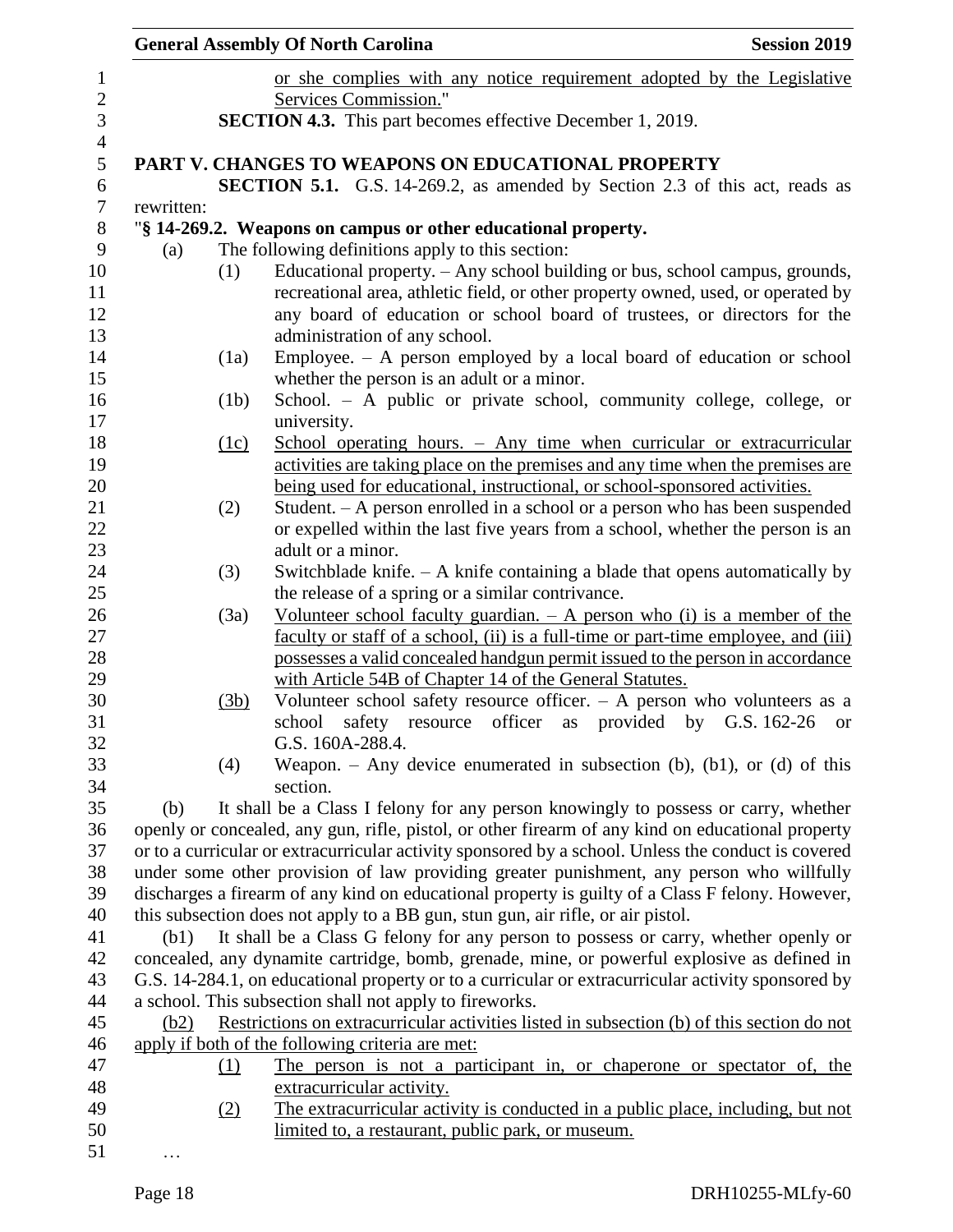or she complies with any notice requirement adopted by the Legislative Services Commission."

**SECTION 4.3.** This part becomes effective December 1, 2019.

**PART V. CHANGES TO WEAPONS ON EDUCATIONAL PROPERTY**

**SECTION 5.1.** G.S. 14-269.2, as amended by Section 2.3 of this act, reads as rewritten:

"**§ 14-269.2. Weapons on campus or other educational property.**

(a) The following definitions apply to this section:

(1) Educational property. – Any school building or bus, school campus, grounds, recreational area, athletic field, or other property owned, used, or operated by any board of education or school board of trustees, or directors for the administration of any school.

(1a) Employee. – A person employed by a local board of education or school whether the person is an adult or a minor.

(1b) School. – A public or private school, community college, college, or university.

(1c) School operating hours. – Any time when curricular or extracurricular activities are taking place on the premises and any time when the premises are being used for educational, instructional, or school-sponsored activities.

(2) Student. – A person enrolled in a school or a person who has been suspended or expelled within the last five years from a school, whether the person is an adult or a minor.

(3) Switchblade knife. – A knife containing a blade that opens automatically by the release of a spring or a similar contrivance.

(3a) Volunteer school faculty guardian. – A person who (i) is a member of the faculty or staff of a school, (ii) is a full-time or part-time employee, and (iii) possesses a valid concealed handgun permit issued to the person in accordance with Article 54B of Chapter 14 of the General Statutes.

(3b) Volunteer school safety resource officer. – A person who volunteers as a school safety resource officer as provided by G.S. 162-26 or G.S. 160A-288.4.

(4) Weapon. – Any device enumerated in subsection (b), (b1), or (d) of this section.

(b) It shall be a Class I felony for any person knowingly to possess or carry, whether openly or concealed, any gun, rifle, pistol, or other firearm of any kind on educational property or to a curricular or extracurricular activity sponsored by a school. Unless the conduct is covered under some other provision of law providing greater punishment, any person who willfully discharges a firearm of any kind on educational property is guilty of a Class F felony. However, this subsection does not apply to a BB gun, stun gun, air rifle, or air pistol.

(b1) It shall be a Class G felony for any person to possess or carry, whether openly or concealed, any dynamite cartridge, bomb, grenade, mine, or powerful explosive as defined in G.S. 14-284.1, on educational property or to a curricular or extracurricular activity sponsored by a school. This subsection shall not apply to fireworks.

(b2) Restrictions on extracurricular activities listed in subsection (b) of this section do not apply if both of the following criteria are met:

(1) The person is not a participant in, or chaperone or spectator of, the extracurricular activity.

(2) The extracurricular activity is conducted in a public place, including, but not limited to, a restaurant, public park, or museum.

…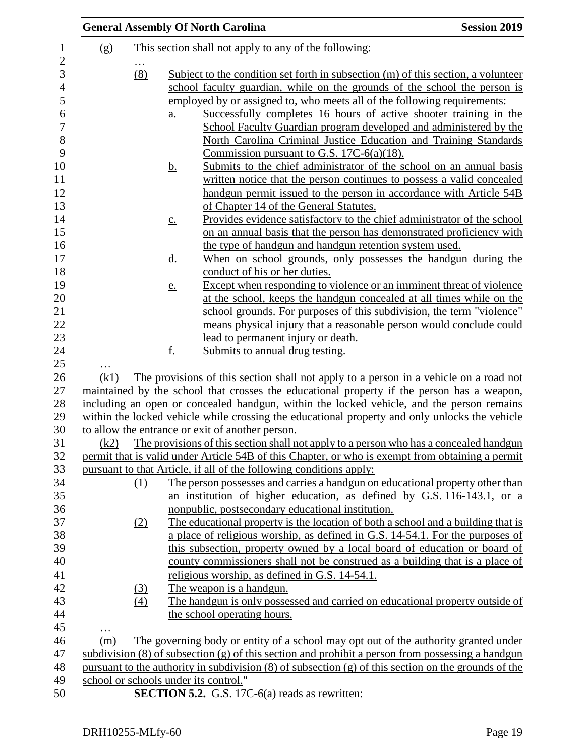(g) This section shall not apply to any of the following:

…

(8) Subject to the condition set forth in subsection (m) of this section, a volunteer school faculty guardian, while on the grounds of the school the person is employed by or assigned to, who meets all of the following requirements:

a. Successfully completes 16 hours of active shooter training in the School Faculty Guardian program developed and administered by the North Carolina Criminal Justice Education and Training Standards Commission pursuant to G.S. 17C-6(a)(18).

b. Submits to the chief administrator of the school on an annual basis written notice that the person continues to possess a valid concealed handgun permit issued to the person in accordance with Article 54B of Chapter 14 of the General Statutes.

c. Provides evidence satisfactory to the chief administrator of the school on an annual basis that the person has demonstrated proficiency with the type of handgun and handgun retention system used.

d. When on school grounds, only possesses the handgun during the conduct of his or her duties.

e. Except when responding to violence or an imminent threat of violence at the school, keeps the handgun concealed at all times while on the school grounds. For purposes of this subdivision, the term "violence" means physical injury that a reasonable person would conclude could lead to permanent injury or death.

f. Submits to annual drug testing.

…

(k1) The provisions of this section shall not apply to a person in a vehicle on a road not maintained by the school that crosses the educational property if the person has a weapon, including an open or concealed handgun, within the locked vehicle, and the person remains within the locked vehicle while crossing the educational property and only unlocks the vehicle to allow the entrance or exit of another person.

(k2) The provisions of this section shall not apply to a person who has a concealed handgun permit that is valid under Article 54B of this Chapter, or who is exempt from obtaining a permit pursuant to that Article, if all of the following conditions apply:

(1) The person possesses and carries a handgun on educational property other than an institution of higher education, as defined by G.S. 116-143.1, or a nonpublic, postsecondary educational institution.

(2) The educational property is the location of both a school and a building that is a place of religious worship, as defined in G.S. 14-54.1. For the purposes of this subsection, property owned by a local board of education or board of county commissioners shall not be construed as a building that is a place of religious worship, as defined in G.S. 14-54.1.

(3) The weapon is a handgun.

(4) The handgun is only possessed and carried on educational property outside of the school operating hours.

…

(m) The governing body or entity of a school may opt out of the authority granted under subdivision (8) of subsection (g) of this section and prohibit a person from possessing a handgun pursuant to the authority in subdivision (8) of subsection (g) of this section on the grounds of the school or schools under its control."

**SECTION 5.2.** G.S. 17C-6(a) reads as rewritten: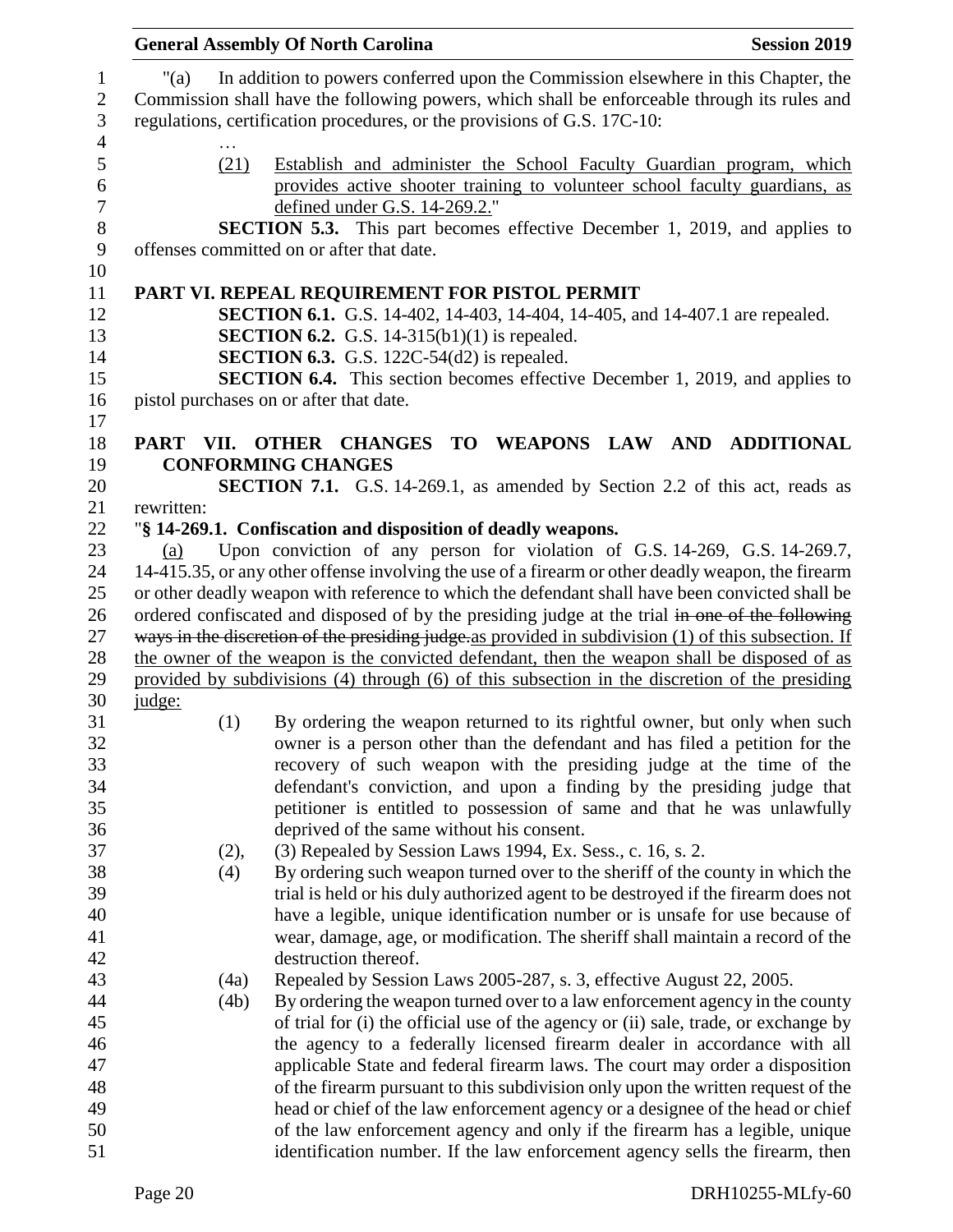"(a) In addition to powers conferred upon the Commission elsewhere in this Chapter, the Commission shall have the following powers, which shall be enforceable through its rules and regulations, certification procedures, or the provisions of G.S. 17C-10:

…

(21) Establish and administer the School Faculty Guardian program, which provides active shooter training to volunteer school faculty guardians, as defined under G.S. 14-269.2."

**SECTION 5.3.** This part becomes effective December 1, 2019, and applies to offenses committed on or after that date.

## PART VI. REPEAL REQUIREMENT FOR PISTOL PERMIT

**SECTION 6.1.** G.S. 14-402, 14-403, 14-404, 14-405, and 14-407.1 are repealed.

**SECTION 6.2.** G.S. 14-315(b1)(1) is repealed.

**SECTION 6.3.** G.S. 122C-54(d2) is repealed.

**SECTION 6.4.** This section becomes effective December 1, 2019, and applies to pistol purchases on or after that date.

## PART VII. OTHER CHANGES TO WEAPONS LAW AND ADDITIONAL CONFORMING CHANGES

**SECTION 7.1.** G.S. 14-269.1, as amended by Section 2.2 of this act, reads as rewritten:

"**§ 14-269.1. Confiscation and disposition of deadly weapons.**

(a) Upon conviction of any person for violation of G.S. 14-269, G.S. 14-269.7, 14-415.35, or any other offense involving the use of a firearm or other deadly weapon, the firearm or other deadly weapon with reference to which the defendant shall have been convicted shall be ordered confiscated and disposed of by the presiding judge at the trial ~~in one of the following ways in the discretion of the presiding judge.~~as provided in subdivision (1) of this subsection. If the owner of the weapon is the convicted defendant, then the weapon shall be disposed of as provided by subdivisions (4) through (6) of this subsection in the discretion of the presiding judge:

(1) By ordering the weapon returned to its rightful owner, but only when such owner is a person other than the defendant and has filed a petition for the recovery of such weapon with the presiding judge at the time of the defendant's conviction, and upon a finding by the presiding judge that petitioner is entitled to possession of same and that he was unlawfully deprived of the same without his consent.

(2), (3) Repealed by Session Laws 1994, Ex. Sess., c. 16, s. 2.

(4) By ordering such weapon turned over to the sheriff of the county in which the trial is held or his duly authorized agent to be destroyed if the firearm does not have a legible, unique identification number or is unsafe for use because of wear, damage, age, or modification. The sheriff shall maintain a record of the destruction thereof.

(4a) Repealed by Session Laws 2005-287, s. 3, effective August 22, 2005.

(4b) By ordering the weapon turned over to a law enforcement agency in the county of trial for (i) the official use of the agency or (ii) sale, trade, or exchange by the agency to a federally licensed firearm dealer in accordance with all applicable State and federal firearm laws. The court may order a disposition of the firearm pursuant to this subdivision only upon the written request of the head or chief of the law enforcement agency or a designee of the head or chief of the law enforcement agency and only if the firearm has a legible, unique identification number. If the law enforcement agency sells the firearm, then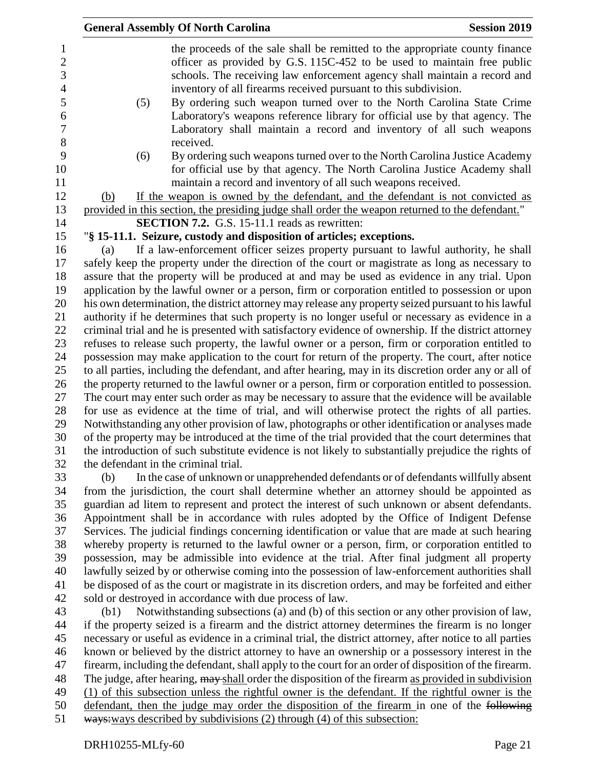the proceeds of the sale shall be remitted to the appropriate county finance officer as provided by G.S. 115C-452 to be used to maintain free public schools. The receiving law enforcement agency shall maintain a record and inventory of all firearms received pursuant to this subdivision.

(5) By ordering such weapon turned over to the North Carolina State Crime Laboratory's weapons reference library for official use by that agency. The Laboratory shall maintain a record and inventory of all such weapons received.

(6) By ordering such weapons turned over to the North Carolina Justice Academy for official use by that agency. The North Carolina Justice Academy shall maintain a record and inventory of all such weapons received.

<u>(b) If the weapon is owned by the defendant, and the defendant is not convicted as provided in this section, the presiding judge shall order the weapon returned to the defendant.</u>"

**SECTION 7.2.** G.S. 15-11.1 reads as rewritten:

"**§ 15-11.1. Seizure, custody and disposition of articles; exceptions.**

(a) If a law-enforcement officer seizes property pursuant to lawful authority, he shall safely keep the property under the direction of the court or magistrate as long as necessary to assure that the property will be produced at and may be used as evidence in any trial. Upon application by the lawful owner or a person, firm or corporation entitled to possession or upon his own determination, the district attorney may release any property seized pursuant to his lawful authority if he determines that such property is no longer useful or necessary as evidence in a criminal trial and he is presented with satisfactory evidence of ownership. If the district attorney refuses to release such property, the lawful owner or a person, firm or corporation entitled to possession may make application to the court for return of the property. The court, after notice to all parties, including the defendant, and after hearing, may in its discretion order any or all of the property returned to the lawful owner or a person, firm or corporation entitled to possession. The court may enter such order as may be necessary to assure that the evidence will be available for use as evidence at the time of trial, and will otherwise protect the rights of all parties. Notwithstanding any other provision of law, photographs or other identification or analyses made of the property may be introduced at the time of the trial provided that the court determines that the introduction of such substitute evidence is not likely to substantially prejudice the rights of the defendant in the criminal trial.

(b) In the case of unknown or unapprehended defendants or of defendants willfully absent from the jurisdiction, the court shall determine whether an attorney should be appointed as guardian ad litem to represent and protect the interest of such unknown or absent defendants. Appointment shall be in accordance with rules adopted by the Office of Indigent Defense Services. The judicial findings concerning identification or value that are made at such hearing whereby property is returned to the lawful owner or a person, firm, or corporation entitled to possession, may be admissible into evidence at the trial. After final judgment all property lawfully seized by or otherwise coming into the possession of law-enforcement authorities shall be disposed of as the court or magistrate in its discretion orders, and may be forfeited and either sold or destroyed in accordance with due process of law.

(b1) Notwithstanding subsections (a) and (b) of this section or any other provision of law, if the property seized is a firearm and the district attorney determines the firearm is no longer necessary or useful as evidence in a criminal trial, the district attorney, after notice to all parties known or believed by the district attorney to have an ownership or a possessory interest in the firearm, including the defendant, shall apply to the court for an order of disposition of the firearm. The judge, after hearing, ~~may~~ <u>shall</u> order the disposition of the firearm <u>as provided in subdivision (1) of this subsection unless the rightful owner is the defendant. If the rightful owner is the defendant, then the judge may order the disposition of the firearm</u> in one of the ~~following ways:~~<u>ways described by subdivisions (2) through (4) of this subsection:</u>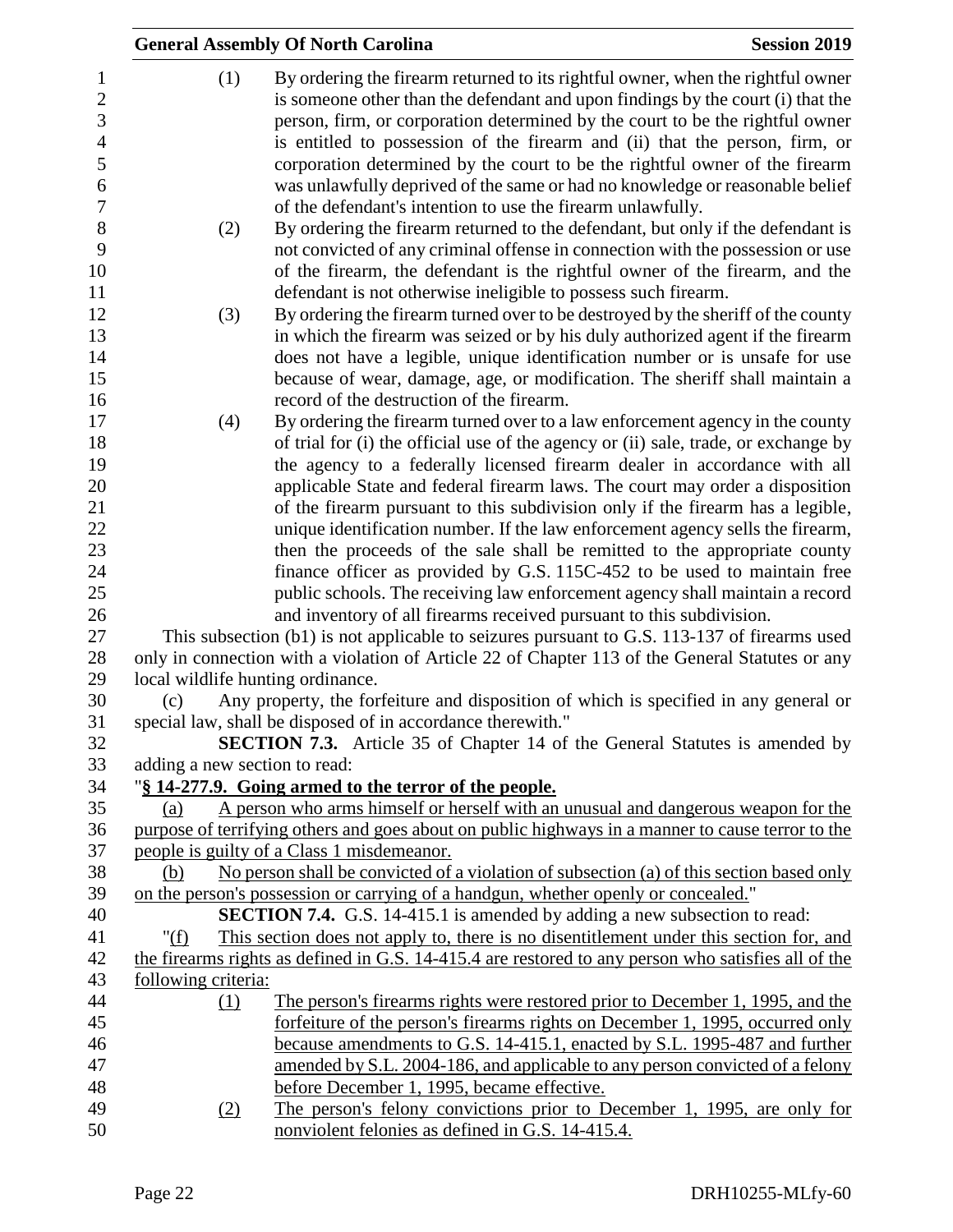(1) By ordering the firearm returned to its rightful owner, when the rightful owner is someone other than the defendant and upon findings by the court (i) that the person, firm, or corporation determined by the court to be the rightful owner is entitled to possession of the firearm and (ii) that the person, firm, or corporation determined by the court to be the rightful owner of the firearm was unlawfully deprived of the same or had no knowledge or reasonable belief of the defendant's intention to use the firearm unlawfully.

(2) By ordering the firearm returned to the defendant, but only if the defendant is not convicted of any criminal offense in connection with the possession or use of the firearm, the defendant is the rightful owner of the firearm, and the defendant is not otherwise ineligible to possess such firearm.

(3) By ordering the firearm turned over to be destroyed by the sheriff of the county in which the firearm was seized or by his duly authorized agent if the firearm does not have a legible, unique identification number or is unsafe for use because of wear, damage, age, or modification. The sheriff shall maintain a record of the destruction of the firearm.

(4) By ordering the firearm turned over to a law enforcement agency in the county of trial for (i) the official use of the agency or (ii) sale, trade, or exchange by the agency to a federally licensed firearm dealer in accordance with all applicable State and federal firearm laws. The court may order a disposition of the firearm pursuant to this subdivision only if the firearm has a legible, unique identification number. If the law enforcement agency sells the firearm, then the proceeds of the sale shall be remitted to the appropriate county finance officer as provided by G.S. 115C-452 to be used to maintain free public schools. The receiving law enforcement agency shall maintain a record and inventory of all firearms received pursuant to this subdivision.

This subsection (b1) is not applicable to seizures pursuant to G.S. 113-137 of firearms used only in connection with a violation of Article 22 of Chapter 113 of the General Statutes or any local wildlife hunting ordinance.

(c) Any property, the forfeiture and disposition of which is specified in any general or special law, shall be disposed of in accordance therewith."

**SECTION 7.3.** Article 35 of Chapter 14 of the General Statutes is amended by adding a new section to read:

"**§ 14-277.9. Going armed to the terror of the people.**

(a) A person who arms himself or herself with an unusual and dangerous weapon for the purpose of terrifying others and goes about on public highways in a manner to cause terror to the people is guilty of a Class 1 misdemeanor.

(b) No person shall be convicted of a violation of subsection (a) of this section based only on the person's possession or carrying of a handgun, whether openly or concealed."

**SECTION 7.4.** G.S. 14-415.1 is amended by adding a new subsection to read:

"(f) This section does not apply to, there is no disentitlement under this section for, and the firearms rights as defined in G.S. 14-415.4 are restored to any person who satisfies all of the following criteria:

(1) The person's firearms rights were restored prior to December 1, 1995, and the forfeiture of the person's firearms rights on December 1, 1995, occurred only because amendments to G.S. 14-415.1, enacted by S.L. 1995-487 and further amended by S.L. 2004-186, and applicable to any person convicted of a felony before December 1, 1995, became effective.

(2) The person's felony convictions prior to December 1, 1995, are only for nonviolent felonies as defined in G.S. 14-415.4.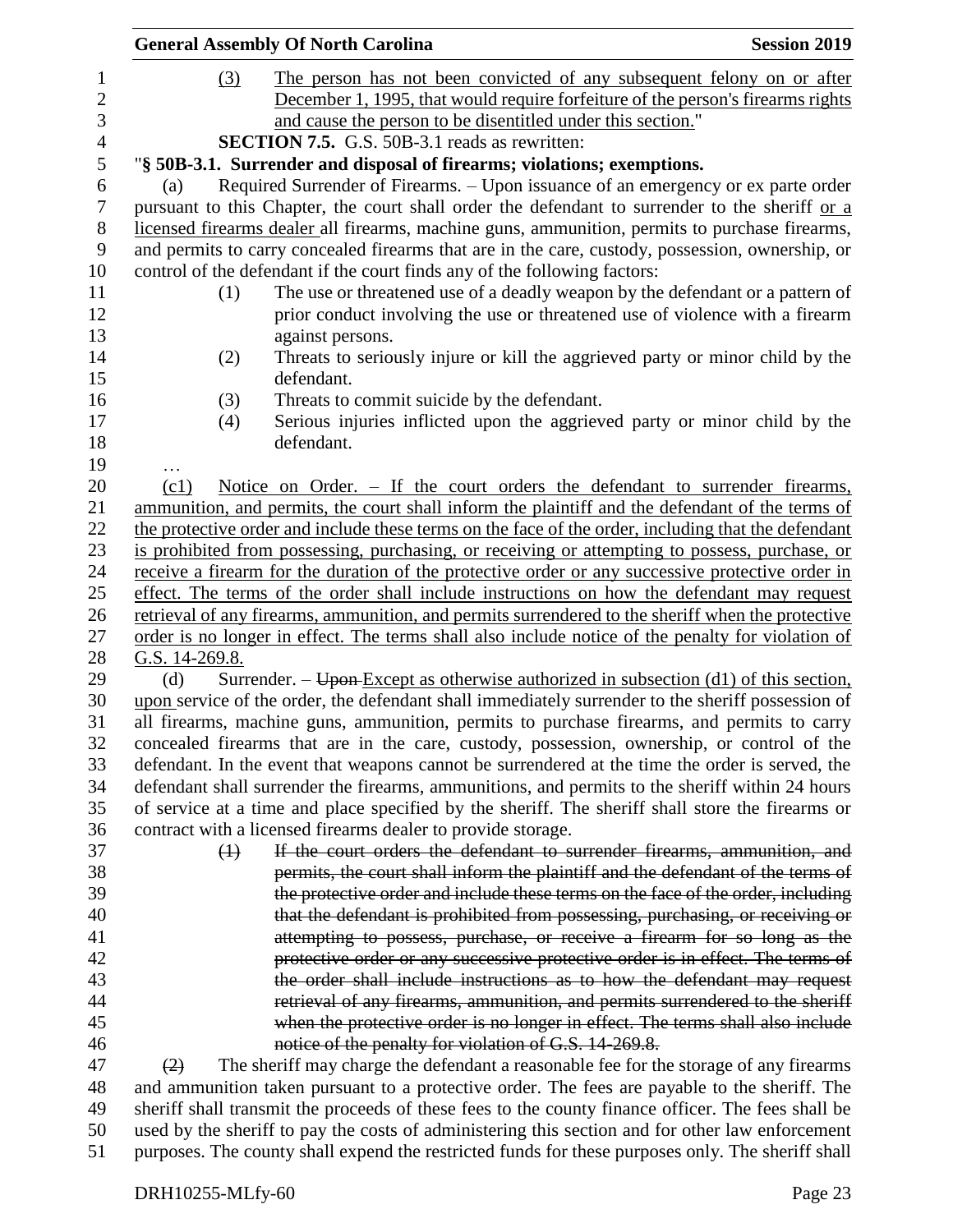(3) The person has not been convicted of any subsequent felony on or after December 1, 1995, that would require forfeiture of the person's firearms rights and cause the person to be disentitled under this section."

**SECTION 7.5.** G.S. 50B-3.1 reads as rewritten:

"**§ 50B-3.1. Surrender and disposal of firearms; violations; exemptions.**

(a) Required Surrender of Firearms. – Upon issuance of an emergency or ex parte order pursuant to this Chapter, the court shall order the defendant to surrender to the sheriff or a licensed firearms dealer all firearms, machine guns, ammunition, permits to purchase firearms, and permits to carry concealed firearms that are in the care, custody, possession, ownership, or control of the defendant if the court finds any of the following factors:

(1) The use or threatened use of a deadly weapon by the defendant or a pattern of prior conduct involving the use or threatened use of violence with a firearm against persons.

(2) Threats to seriously injure or kill the aggrieved party or minor child by the defendant.

(3) Threats to commit suicide by the defendant.

(4) Serious injuries inflicted upon the aggrieved party or minor child by the defendant.

…

(c1) Notice on Order. – If the court orders the defendant to surrender firearms, ammunition, and permits, the court shall inform the plaintiff and the defendant of the terms of the protective order and include these terms on the face of the order, including that the defendant is prohibited from possessing, purchasing, or receiving or attempting to possess, purchase, or receive a firearm for the duration of the protective order or any successive protective order in effect. The terms of the order shall include instructions on how the defendant may request retrieval of any firearms, ammunition, and permits surrendered to the sheriff when the protective order is no longer in effect. The terms shall also include notice of the penalty for violation of G.S. 14-269.8.

(d) Surrender. – ~~Upon~~ Except as otherwise authorized in subsection (d1) of this section, upon service of the order, the defendant shall immediately surrender to the sheriff possession of all firearms, machine guns, ammunition, permits to purchase firearms, and permits to carry concealed firearms that are in the care, custody, possession, ownership, or control of the defendant. In the event that weapons cannot be surrendered at the time the order is served, the defendant shall surrender the firearms, ammunitions, and permits to the sheriff within 24 hours of service at a time and place specified by the sheriff. The sheriff shall store the firearms or contract with a licensed firearms dealer to provide storage.

~~(1) If the court orders the defendant to surrender firearms, ammunition, and permits, the court shall inform the plaintiff and the defendant of the terms of the protective order and include these terms on the face of the order, including that the defendant is prohibited from possessing, purchasing, or receiving or attempting to possess, purchase, or receive a firearm for so long as the protective order or any successive protective order is in effect. The terms of the order shall include instructions as to how the defendant may request retrieval of any firearms, ammunition, and permits surrendered to the sheriff when the protective order is no longer in effect. The terms shall also include notice of the penalty for violation of G.S. 14-269.8.~~

~~(2)~~ The sheriff may charge the defendant a reasonable fee for the storage of any firearms and ammunition taken pursuant to a protective order. The fees are payable to the sheriff. The sheriff shall transmit the proceeds of these fees to the county finance officer. The fees shall be used by the sheriff to pay the costs of administering this section and for other law enforcement purposes. The county shall expend the restricted funds for these purposes only. The sheriff shall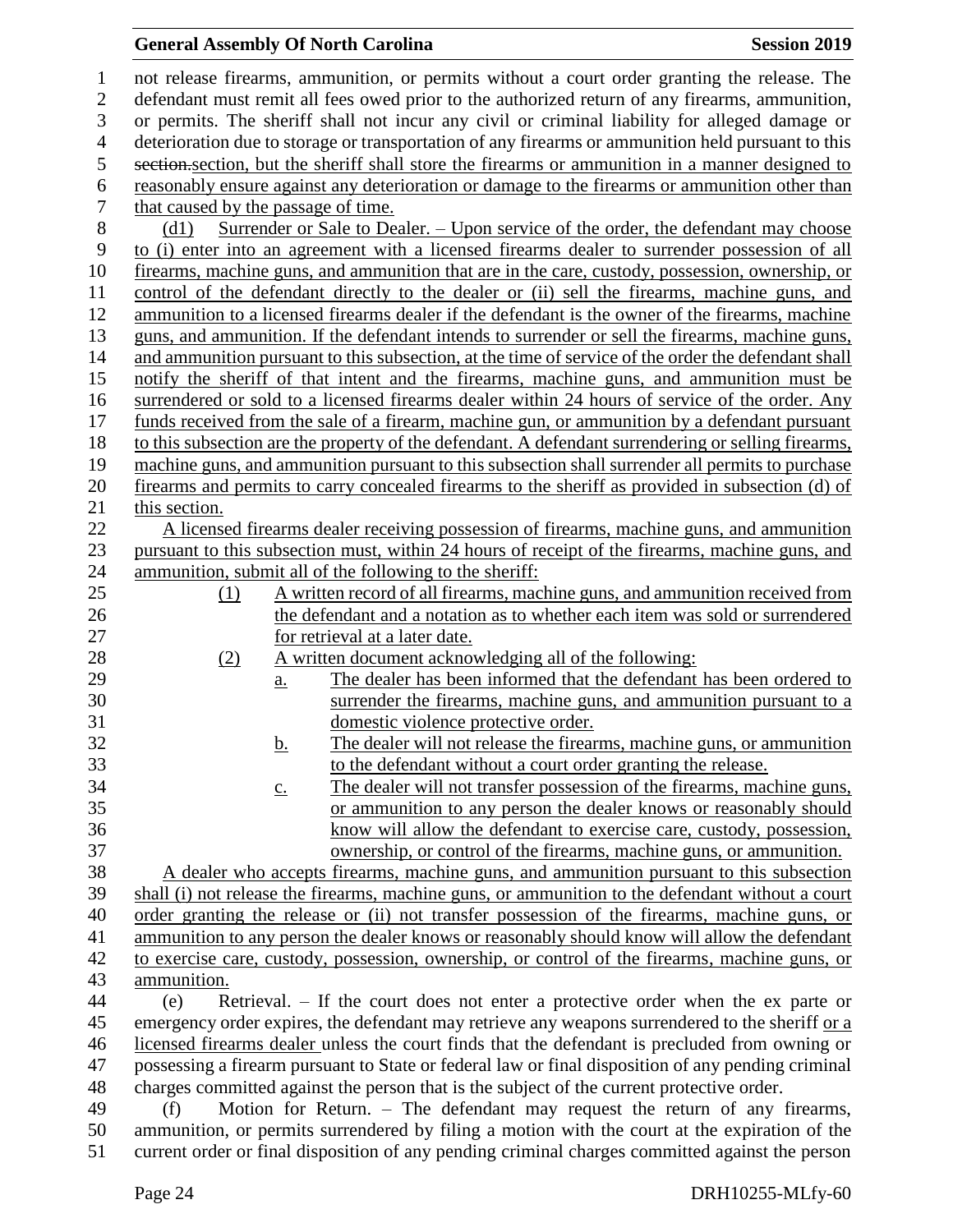not release firearms, ammunition, or permits without a court order granting the release. The defendant must remit all fees owed prior to the authorized return of any firearms, ammunition, or permits. The sheriff shall not incur any civil or criminal liability for alleged damage or deterioration due to storage or transportation of any firearms or ammunition held pursuant to this ~~section.~~section, but the sheriff shall store the firearms or ammunition in a manner designed to reasonably ensure against any deterioration or damage to the firearms or ammunition other than that caused by the passage of time.

(d1) Surrender or Sale to Dealer. – Upon service of the order, the defendant may choose to (i) enter into an agreement with a licensed firearms dealer to surrender possession of all firearms, machine guns, and ammunition that are in the care, custody, possession, ownership, or control of the defendant directly to the dealer or (ii) sell the firearms, machine guns, and ammunition to a licensed firearms dealer if the defendant is the owner of the firearms, machine guns, and ammunition. If the defendant intends to surrender or sell the firearms, machine guns, and ammunition pursuant to this subsection, at the time of service of the order the defendant shall notify the sheriff of that intent and the firearms, machine guns, and ammunition must be surrendered or sold to a licensed firearms dealer within 24 hours of service of the order. Any funds received from the sale of a firearm, machine gun, or ammunition by a defendant pursuant to this subsection are the property of the defendant. A defendant surrendering or selling firearms, machine guns, and ammunition pursuant to this subsection shall surrender all permits to purchase firearms and permits to carry concealed firearms to the sheriff as provided in subsection (d) of this section.

A licensed firearms dealer receiving possession of firearms, machine guns, and ammunition pursuant to this subsection must, within 24 hours of receipt of the firearms, machine guns, and ammunition, submit all of the following to the sheriff:

(1) A written record of all firearms, machine guns, and ammunition received from the defendant and a notation as to whether each item was sold or surrendered for retrieval at a later date.

(2) A written document acknowledging all of the following:

a. The dealer has been informed that the defendant has been ordered to surrender the firearms, machine guns, and ammunition pursuant to a domestic violence protective order.

b. The dealer will not release the firearms, machine guns, or ammunition to the defendant without a court order granting the release.

c. The dealer will not transfer possession of the firearms, machine guns, or ammunition to any person the dealer knows or reasonably should know will allow the defendant to exercise care, custody, possession, ownership, or control of the firearms, machine guns, or ammunition.

A dealer who accepts firearms, machine guns, and ammunition pursuant to this subsection shall (i) not release the firearms, machine guns, or ammunition to the defendant without a court order granting the release or (ii) not transfer possession of the firearms, machine guns, or ammunition to any person the dealer knows or reasonably should know will allow the defendant to exercise care, custody, possession, ownership, or control of the firearms, machine guns, or ammunition.

(e) Retrieval. – If the court does not enter a protective order when the ex parte or emergency order expires, the defendant may retrieve any weapons surrendered to the sheriff or a licensed firearms dealer unless the court finds that the defendant is precluded from owning or possessing a firearm pursuant to State or federal law or final disposition of any pending criminal charges committed against the person that is the subject of the current protective order.

(f) Motion for Return. – The defendant may request the return of any firearms, ammunition, or permits surrendered by filing a motion with the court at the expiration of the current order or final disposition of any pending criminal charges committed against the person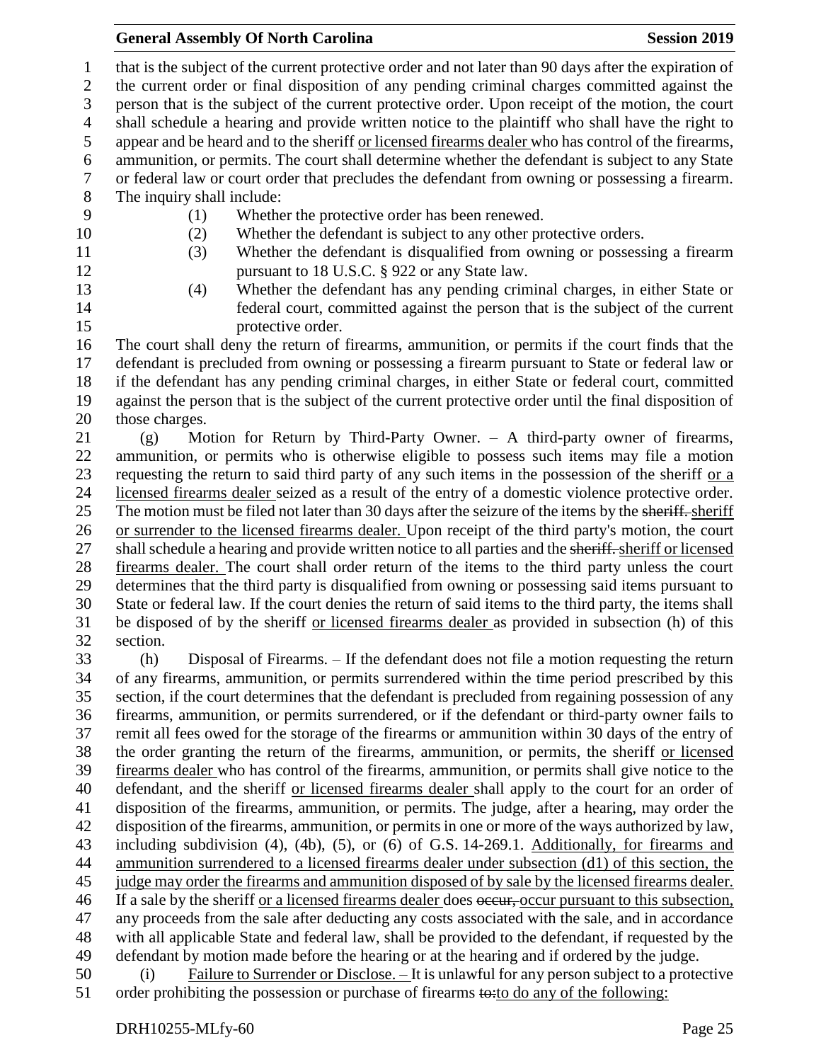that is the subject of the current protective order and not later than 90 days after the expiration of the current order or final disposition of any pending criminal charges committed against the person that is the subject of the current protective order. Upon receipt of the motion, the court shall schedule a hearing and provide written notice to the plaintiff who shall have the right to appear and be heard and to the sheriff or licensed firearms dealer who has control of the firearms, ammunition, or permits. The court shall determine whether the defendant is subject to any State or federal law or court order that precludes the defendant from owning or possessing a firearm. The inquiry shall include:

(1) Whether the protective order has been renewed.

(2) Whether the defendant is subject to any other protective orders.

(3) Whether the defendant is disqualified from owning or possessing a firearm pursuant to 18 U.S.C. § 922 or any State law.

(4) Whether the defendant has any pending criminal charges, in either State or federal court, committed against the person that is the subject of the current protective order.

The court shall deny the return of firearms, ammunition, or permits if the court finds that the defendant is precluded from owning or possessing a firearm pursuant to State or federal law or if the defendant has any pending criminal charges, in either State or federal court, committed against the person that is the subject of the current protective order until the final disposition of those charges.

(g) Motion for Return by Third-Party Owner. – A third-party owner of firearms, ammunition, or permits who is otherwise eligible to possess such items may file a motion requesting the return to said third party of any such items in the possession of the sheriff or a licensed firearms dealer seized as a result of the entry of a domestic violence protective order. The motion must be filed not later than 30 days after the seizure of the items by the ~~sheriff.~~ sheriff or surrender to the licensed firearms dealer. Upon receipt of the third party's motion, the court shall schedule a hearing and provide written notice to all parties and the ~~sheriff.~~ sheriff or licensed firearms dealer. The court shall order return of the items to the third party unless the court determines that the third party is disqualified from owning or possessing said items pursuant to State or federal law. If the court denies the return of said items to the third party, the items shall be disposed of by the sheriff or licensed firearms dealer as provided in subsection (h) of this section.

(h) Disposal of Firearms. – If the defendant does not file a motion requesting the return of any firearms, ammunition, or permits surrendered within the time period prescribed by this section, if the court determines that the defendant is precluded from regaining possession of any firearms, ammunition, or permits surrendered, or if the defendant or third-party owner fails to remit all fees owed for the storage of the firearms or ammunition within 30 days of the entry of the order granting the return of the firearms, ammunition, or permits, the sheriff or licensed firearms dealer who has control of the firearms, ammunition, or permits shall give notice to the defendant, and the sheriff or licensed firearms dealer shall apply to the court for an order of disposition of the firearms, ammunition, or permits. The judge, after a hearing, may order the disposition of the firearms, ammunition, or permits in one or more of the ways authorized by law, including subdivision (4), (4b), (5), or (6) of G.S. 14-269.1. Additionally, for firearms and ammunition surrendered to a licensed firearms dealer under subsection (d1) of this section, the judge may order the firearms and ammunition disposed of by sale by the licensed firearms dealer. If a sale by the sheriff or a licensed firearms dealer does ~~occur,~~ occur pursuant to this subsection, any proceeds from the sale after deducting any costs associated with the sale, and in accordance with all applicable State and federal law, shall be provided to the defendant, if requested by the defendant by motion made before the hearing or at the hearing and if ordered by the judge.

(i) Failure to Surrender or Disclose. – It is unlawful for any person subject to a protective order prohibiting the possession or purchase of firearms ~~to:~~ to do any of the following: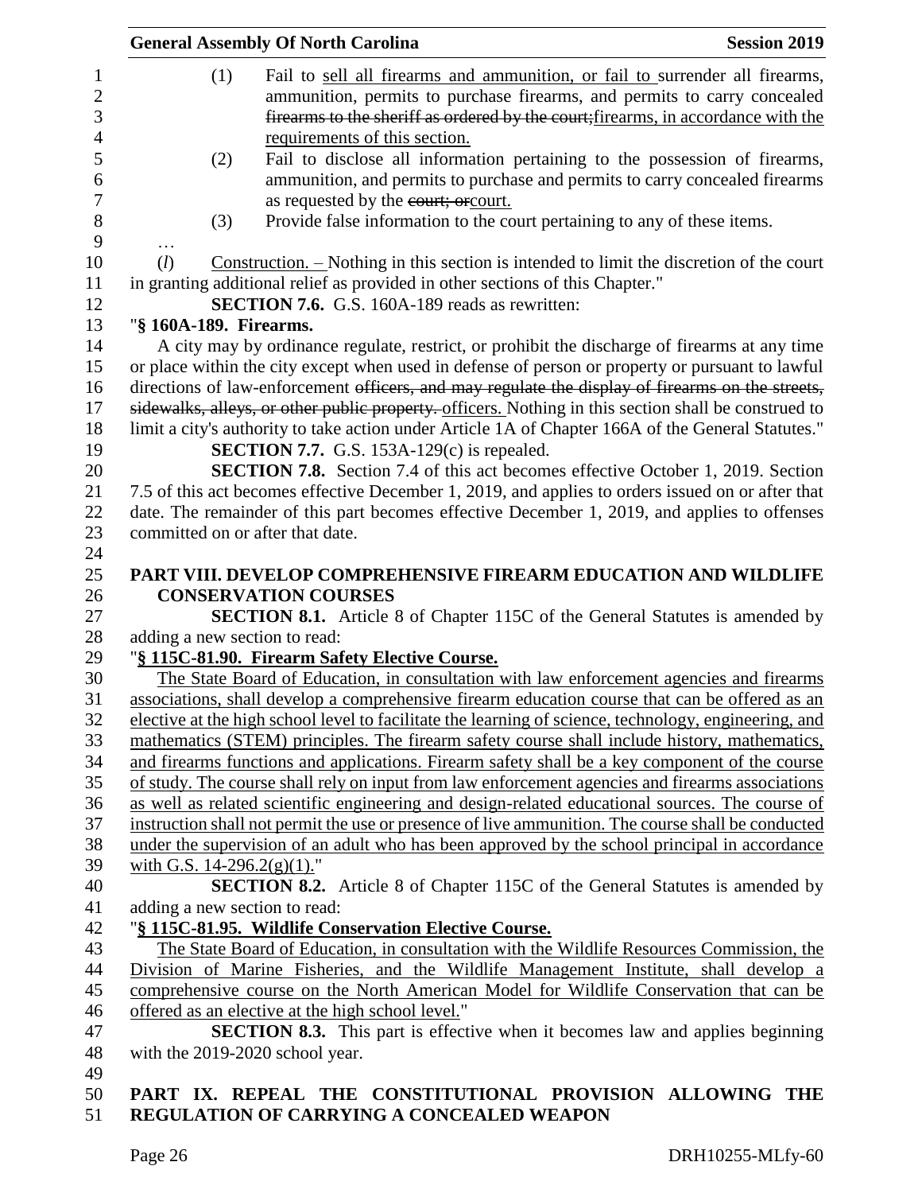(1) Fail to sell all firearms and ammunition, or fail to surrender all firearms, ammunition, permits to purchase firearms, and permits to carry concealed ~~firearms to the sheriff as ordered by the court;~~firearms, in accordance with the requirements of this section.

(2) Fail to disclose all information pertaining to the possession of firearms, ammunition, and permits to purchase and permits to carry concealed firearms as requested by the ~~court; or~~court.

(3) Provide false information to the court pertaining to any of these items.

…

(*l*) Construction. – Nothing in this section is intended to limit the discretion of the court in granting additional relief as provided in other sections of this Chapter."

**SECTION 7.6.** G.S. 160A-189 reads as rewritten:

"**§ 160A-189. Firearms.**

A city may by ordinance regulate, restrict, or prohibit the discharge of firearms at any time or place within the city except when used in defense of person or property or pursuant to lawful directions of law-enforcement ~~officers, and may regulate the display of firearms on the streets, sidewalks, alleys, or other public property.~~ officers. Nothing in this section shall be construed to limit a city's authority to take action under Article 1A of Chapter 166A of the General Statutes."

**SECTION 7.7.** G.S. 153A-129(c) is repealed.

**SECTION 7.8.** Section 7.4 of this act becomes effective October 1, 2019. Section 7.5 of this act becomes effective December 1, 2019, and applies to orders issued on or after that date. The remainder of this part becomes effective December 1, 2019, and applies to offenses committed on or after that date.

## PART VIII. DEVELOP COMPREHENSIVE FIREARM EDUCATION AND WILDLIFE CONSERVATION COURSES

**SECTION 8.1.** Article 8 of Chapter 115C of the General Statutes is amended by adding a new section to read:

"**§ 115C-81.90. Firearm Safety Elective Course.**

The State Board of Education, in consultation with law enforcement agencies and firearms associations, shall develop a comprehensive firearm education course that can be offered as an elective at the high school level to facilitate the learning of science, technology, engineering, and mathematics (STEM) principles. The firearm safety course shall include history, mathematics, and firearms functions and applications. Firearm safety shall be a key component of the course of study. The course shall rely on input from law enforcement agencies and firearms associations as well as related scientific engineering and design-related educational sources. The course of instruction shall not permit the use or presence of live ammunition. The course shall be conducted under the supervision of an adult who has been approved by the school principal in accordance with G.S. 14-296.2(g)(1)."

**SECTION 8.2.** Article 8 of Chapter 115C of the General Statutes is amended by adding a new section to read:

"**§ 115C-81.95. Wildlife Conservation Elective Course.**

The State Board of Education, in consultation with the Wildlife Resources Commission, the Division of Marine Fisheries, and the Wildlife Management Institute, shall develop a comprehensive course on the North American Model for Wildlife Conservation that can be offered as an elective at the high school level."

**SECTION 8.3.** This part is effective when it becomes law and applies beginning with the 2019-2020 school year.

## PART IX. REPEAL THE CONSTITUTIONAL PROVISION ALLOWING THE REGULATION OF CARRYING A CONCEALED WEAPON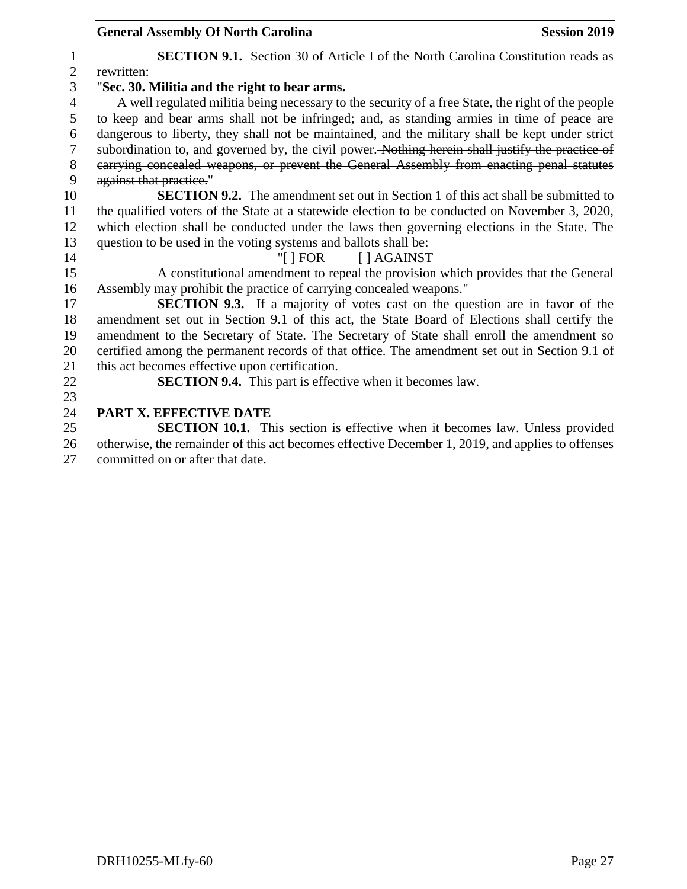**SECTION 9.1.** Section 30 of Article I of the North Carolina Constitution reads as rewritten:

"**Sec. 30. Militia and the right to bear arms.**

A well regulated militia being necessary to the security of a free State, the right of the people to keep and bear arms shall not be infringed; and, as standing armies in time of peace are dangerous to liberty, they shall not be maintained, and the military shall be kept under strict subordination to, and governed by, the civil power. ~~Nothing herein shall justify the practice of carrying concealed weapons, or prevent the General Assembly from enacting penal statutes against that practice.~~"

**SECTION 9.2.** The amendment set out in Section 1 of this act shall be submitted to the qualified voters of the State at a statewide election to be conducted on November 3, 2020, which election shall be conducted under the laws then governing elections in the State. The question to be used in the voting systems and ballots shall be:

"[ ] FOR [ ] AGAINST

A constitutional amendment to repeal the provision which provides that the General Assembly may prohibit the practice of carrying concealed weapons."

**SECTION 9.3.** If a majority of votes cast on the question are in favor of the amendment set out in Section 9.1 of this act, the State Board of Elections shall certify the amendment to the Secretary of State. The Secretary of State shall enroll the amendment so certified among the permanent records of that office. The amendment set out in Section 9.1 of this act becomes effective upon certification.

**SECTION 9.4.** This part is effective when it becomes law.

**PART X. EFFECTIVE DATE**

**SECTION 10.1.** This section is effective when it becomes law. Unless provided otherwise, the remainder of this act becomes effective December 1, 2019, and applies to offenses committed on or after that date.